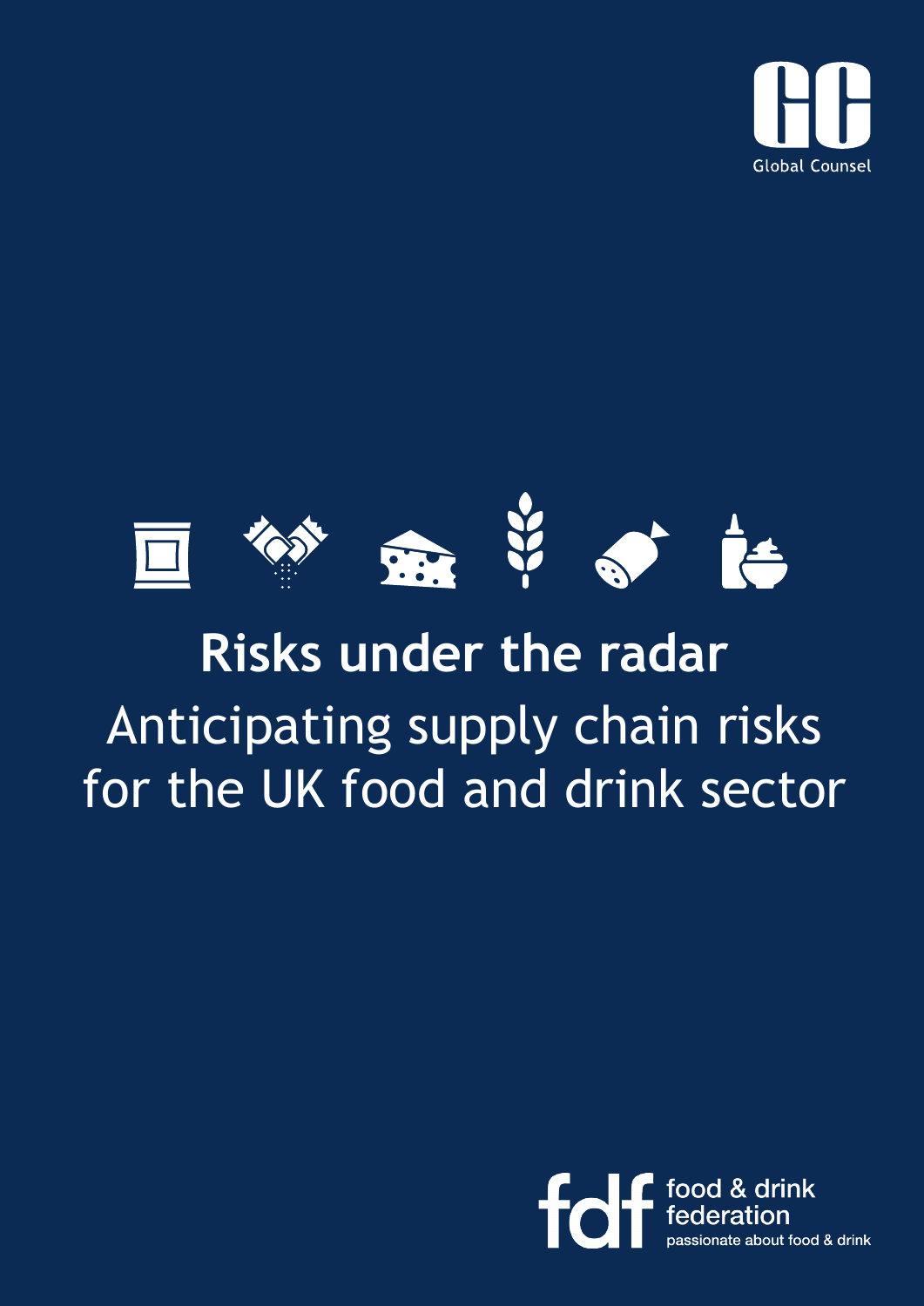Global Counsel

# Risks under the radar

## Anticipating supply chain risks for the UK food and drink sector

food & drink federation

passionate about food & drink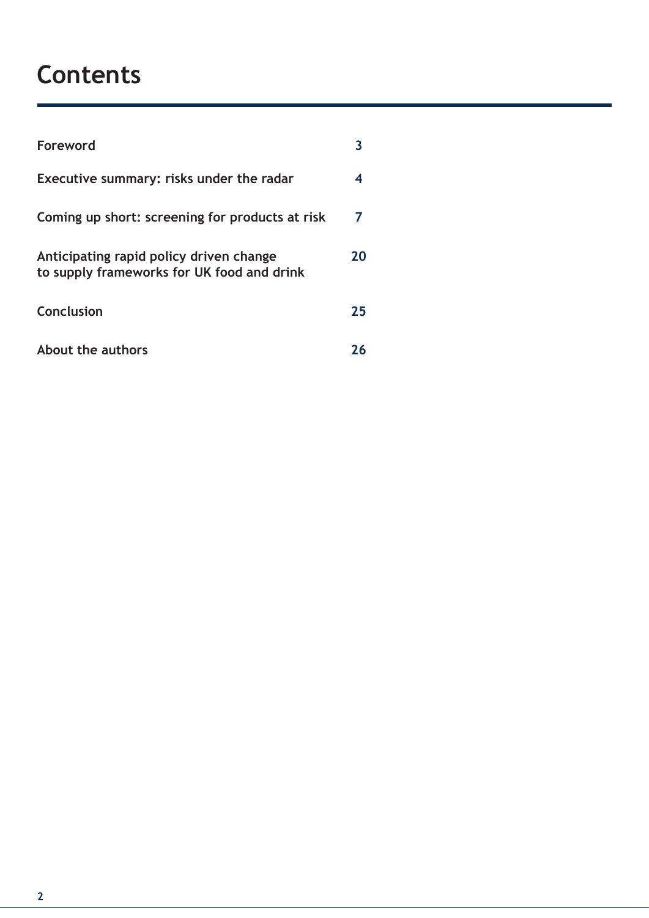# Contents

| | |
|---|---|
| **Foreword** | **3** |
| **Executive summary: risks under the radar** | **4** |
| **Coming up short: screening for products at risk** | **7** |
| **Anticipating rapid policy driven change to supply frameworks for UK food and drink** | **20** |
| **Conclusion** | **25** |
| **About the authors** | **26** |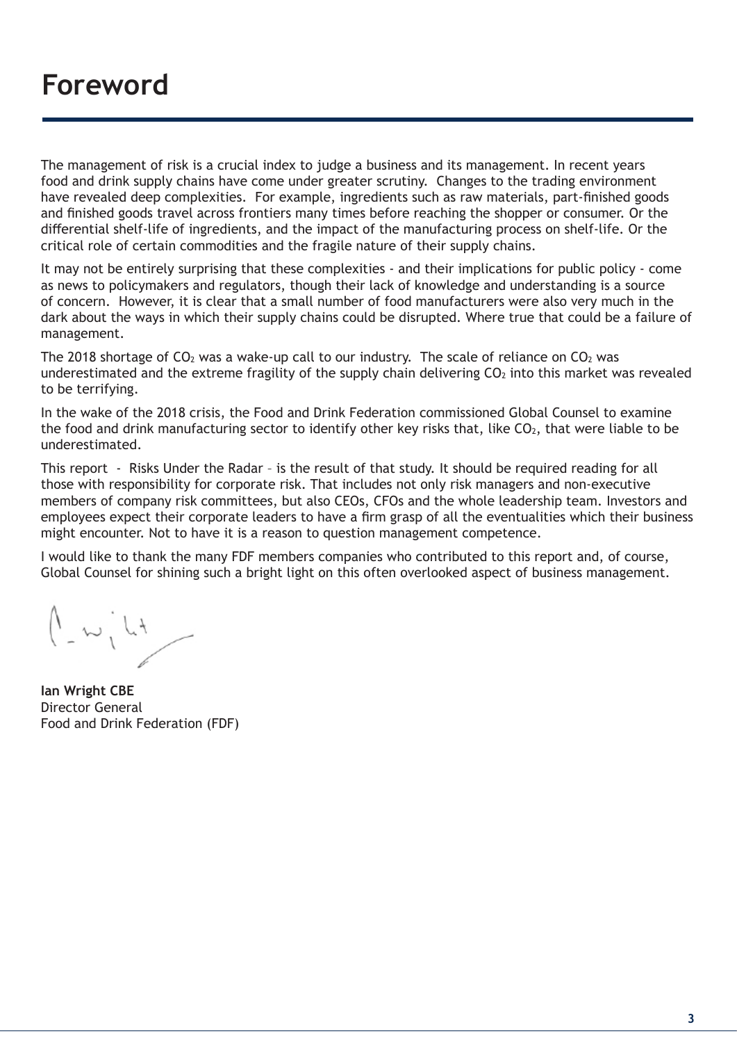# Foreword

The management of risk is a crucial index to judge a business and its management. In recent years food and drink supply chains have come under greater scrutiny. Changes to the trading environment have revealed deep complexities. For example, ingredients such as raw materials, part-finished goods and finished goods travel across frontiers many times before reaching the shopper or consumer. Or the differential shelf-life of ingredients, and the impact of the manufacturing process on shelf-life. Or the critical role of certain commodities and the fragile nature of their supply chains.

It may not be entirely surprising that these complexities - and their implications for public policy - come as news to policymakers and regulators, though their lack of knowledge and understanding is a source of concern. However, it is clear that a small number of food manufacturers were also very much in the dark about the ways in which their supply chains could be disrupted. Where true that could be a failure of management.

The 2018 shortage of $CO_2$ was a wake-up call to our industry. The scale of reliance on $CO_2$ was underestimated and the extreme fragility of the supply chain delivering $CO_2$ into this market was revealed to be terrifying.

In the wake of the 2018 crisis, the Food and Drink Federation commissioned Global Counsel to examine the food and drink manufacturing sector to identify other key risks that, like $CO_2$, that were liable to be underestimated.

This report - Risks Under the Radar – is the result of that study. It should be required reading for all those with responsibility for corporate risk. That includes not only risk managers and non-executive members of company risk committees, but also CEOs, CFOs and the whole leadership team. Investors and employees expect their corporate leaders to have a firm grasp of all the eventualities which their business might encounter. Not to have it is a reason to question management competence.

I would like to thank the many FDF members companies who contributed to this report and, of course, Global Counsel for shining such a bright light on this often overlooked aspect of business management.

**Ian Wright CBE**
Director General
Food and Drink Federation (FDF)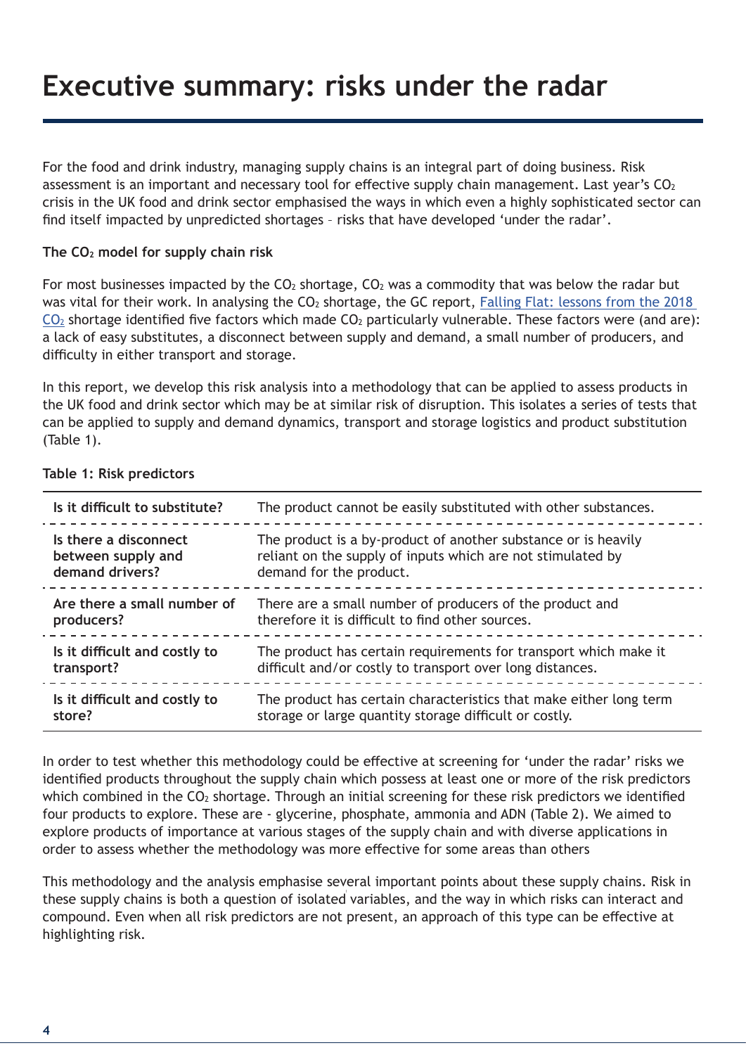# Executive summary: risks under the radar

For the food and drink industry, managing supply chains is an integral part of doing business. Risk assessment is an important and necessary tool for effective supply chain management. Last year's $CO_2$ crisis in the UK food and drink sector emphasised the ways in which even a highly sophisticated sector can find itself impacted by unpredicted shortages – risks that have developed 'under the radar'.

**The $CO_2$ model for supply chain risk**

For most businesses impacted by the $CO_2$ shortage, $CO_2$ was a commodity that was below the radar but was vital for their work. In analysing the $CO_2$ shortage, the GC report, Falling Flat: lessons from the 2018 $CO_2$ shortage identified five factors which made $CO_2$ particularly vulnerable. These factors were (and are): a lack of easy substitutes, a disconnect between supply and demand, a small number of producers, and difficulty in either transport and storage.

In this report, we develop this risk analysis into a methodology that can be applied to assess products in the UK food and drink sector which may be at similar risk of disruption. This isolates a series of tests that can be applied to supply and demand dynamics, transport and storage logistics and product substitution (Table 1).

**Table 1: Risk predictors**

| | |
|---|---|
| **Is it difficult to substitute?** | The product cannot be easily substituted with other substances. |
| **Is there a disconnect between supply and demand drivers?** | The product is a by-product of another substance or is heavily reliant on the supply of inputs which are not stimulated by demand for the product. |
| **Are there a small number of producers?** | There are a small number of producers of the product and therefore it is difficult to find other sources. |
| **Is it difficult and costly to transport?** | The product has certain requirements for transport which make it difficult and/or costly to transport over long distances. |
| **Is it difficult and costly to store?** | The product has certain characteristics that make either long term storage or large quantity storage difficult or costly. |

In order to test whether this methodology could be effective at screening for 'under the radar' risks we identified products throughout the supply chain which possess at least one or more of the risk predictors which combined in the $CO_2$ shortage. Through an initial screening for these risk predictors we identified four products to explore. These are - glycerine, phosphate, ammonia and ADN (Table 2). We aimed to explore products of importance at various stages of the supply chain and with diverse applications in order to assess whether the methodology was more effective for some areas than others

This methodology and the analysis emphasise several important points about these supply chains. Risk in these supply chains is both a question of isolated variables, and the way in which risks can interact and compound. Even when all risk predictors are not present, an approach of this type can be effective at highlighting risk.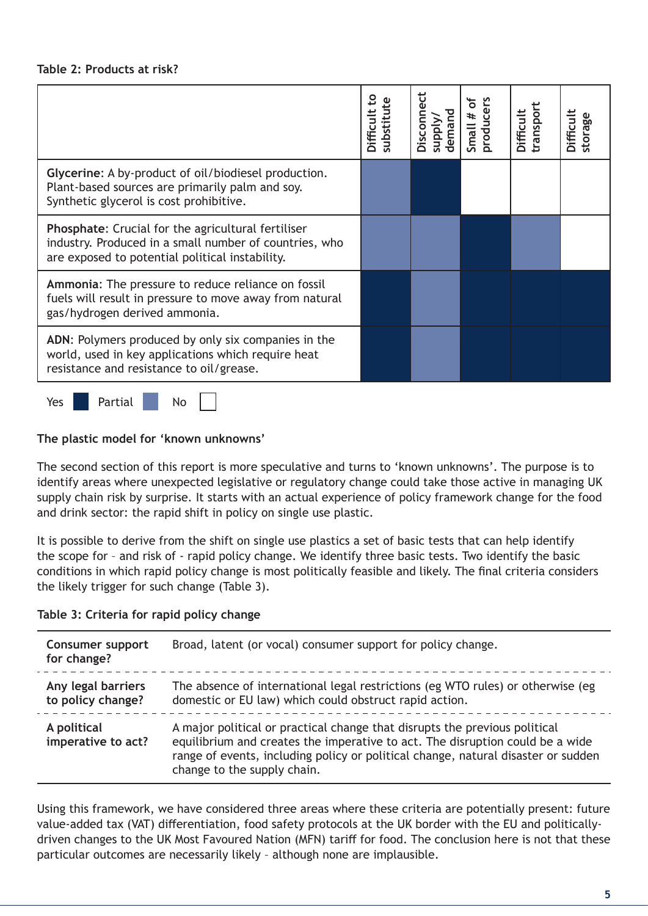**Table 2: Products at risk?**

| | Difficult to substitute | Disconnect supply/ demand | Small # of producers | Difficult transport | Difficult storage |
|---|---|---|---|---|---|
| **Glycerine**: A by-product of oil/biodiesel production. Plant-based sources are primarily palm and soy. Synthetic glycerol is cost prohibitive. | Partial | Yes | No | No | No |
| **Phosphate**: Crucial for the agricultural fertiliser industry. Produced in a small number of countries, who are exposed to potential political instability. | Partial | Partial | Yes | Partial | No |
| **Ammonia**: The pressure to reduce reliance on fossil fuels will result in pressure to move away from natural gas/hydrogen derived ammonia. | Yes | Partial | Yes | Yes | Yes |
| **ADN**: Polymers produced by only six companies in the world, used in key applications which require heat resistance and resistance to oil/grease. | Yes | Partial | Yes | Yes | Yes |

Yes ■ Partial ■ No □

### The plastic model for 'known unknowns'

The second section of this report is more speculative and turns to 'known unknowns'. The purpose is to identify areas where unexpected legislative or regulatory change could take those active in managing UK supply chain risk by surprise. It starts with an actual experience of policy framework change for the food and drink sector: the rapid shift in policy on single use plastic.

It is possible to derive from the shift on single use plastics a set of basic tests that can help identify the scope for – and risk of - rapid policy change. We identify three basic tests. Two identify the basic conditions in which rapid policy change is most politically feasible and likely. The final criteria considers the likely trigger for such change (Table 3).

**Table 3: Criteria for rapid policy change**

| | |
|---|---|
| **Consumer support for change?** | Broad, latent (or vocal) consumer support for policy change. |
| **Any legal barriers to policy change?** | The absence of international legal restrictions (eg WTO rules) or otherwise (eg domestic or EU law) which could obstruct rapid action. |
| **A political imperative to act?** | A major political or practical change that disrupts the previous political equilibrium and creates the imperative to act. The disruption could be a wide range of events, including policy or political change, natural disaster or sudden change to the supply chain. |

Using this framework, we have considered three areas where these criteria are potentially present: future value-added tax (VAT) differentiation, food safety protocols at the UK border with the EU and politically-driven changes to the UK Most Favoured Nation (MFN) tariff for food. The conclusion here is not that these particular outcomes are necessarily likely – although none are implausible.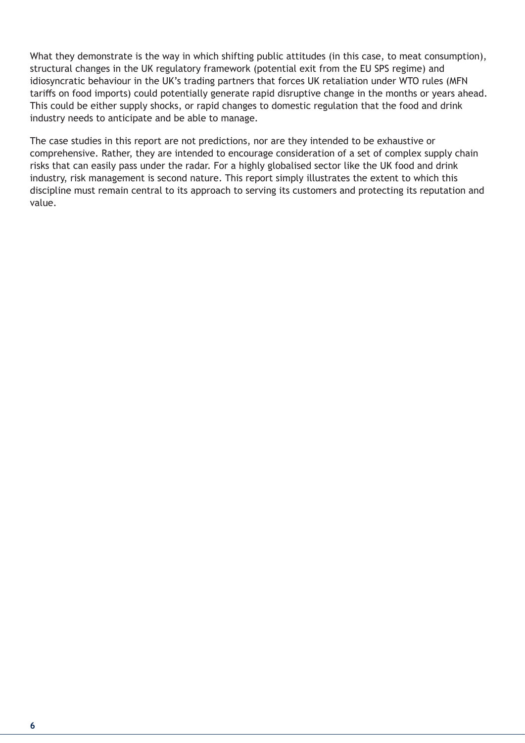What they demonstrate is the way in which shifting public attitudes (in this case, to meat consumption), structural changes in the UK regulatory framework (potential exit from the EU SPS regime) and idiosyncratic behaviour in the UK's trading partners that forces UK retaliation under WTO rules (MFN tariffs on food imports) could potentially generate rapid disruptive change in the months or years ahead. This could be either supply shocks, or rapid changes to domestic regulation that the food and drink industry needs to anticipate and be able to manage.

The case studies in this report are not predictions, nor are they intended to be exhaustive or comprehensive. Rather, they are intended to encourage consideration of a set of complex supply chain risks that can easily pass under the radar. For a highly globalised sector like the UK food and drink industry, risk management is second nature. This report simply illustrates the extent to which this discipline must remain central to its approach to serving its customers and protecting its reputation and value.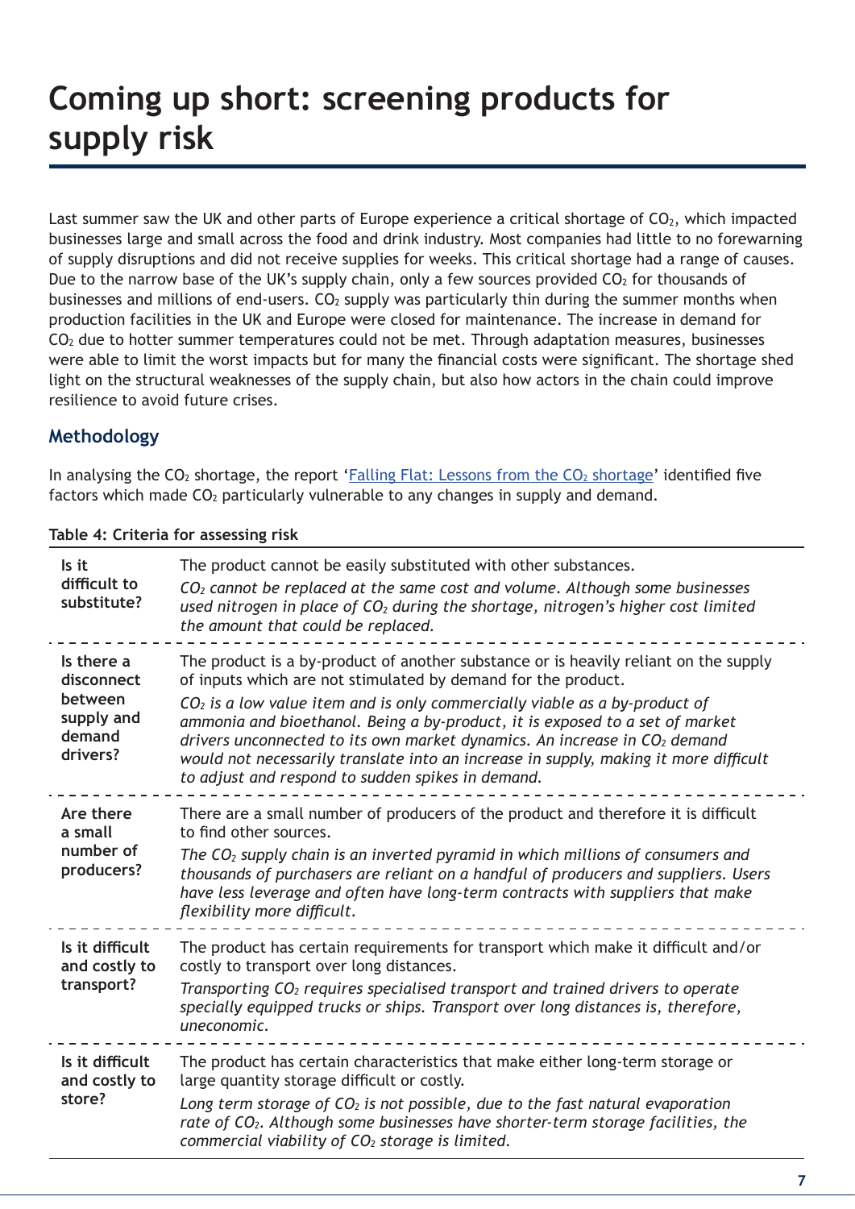# Coming up short: screening products for supply risk

Last summer saw the UK and other parts of Europe experience a critical shortage of $CO_2$, which impacted businesses large and small across the food and drink industry. Most companies had little to no forewarning of supply disruptions and did not receive supplies for weeks. This critical shortage had a range of causes. Due to the narrow base of the UK's supply chain, only a few sources provided $CO_2$ for thousands of businesses and millions of end-users. $CO_2$ supply was particularly thin during the summer months when production facilities in the UK and Europe were closed for maintenance. The increase in demand for $CO_2$ due to hotter summer temperatures could not be met. Through adaptation measures, businesses were able to limit the worst impacts but for many the financial costs were significant. The shortage shed light on the structural weaknesses of the supply chain, but also how actors in the chain could improve resilience to avoid future crises.

## Methodology

In analysing the $CO_2$ shortage, the report '[Falling Flat: Lessons from the $CO_2$ shortage]' identified five factors which made $CO_2$ particularly vulnerable to any changes in supply and demand.

**Table 4: Criteria for assessing risk**

| | |
|---|---|
| **Is it difficult to substitute?** | The product cannot be easily substituted with other substances. *$CO_2$ cannot be replaced at the same cost and volume. Although some businesses used nitrogen in place of $CO_2$ during the shortage, nitrogen's higher cost limited the amount that could be replaced.* |
| **Is there a disconnect between supply and demand drivers?** | The product is a by-product of another substance or is heavily reliant on the supply of inputs which are not stimulated by demand for the product. *$CO_2$ is a low value item and is only commercially viable as a by-product of ammonia and bioethanol. Being a by-product, it is exposed to a set of market drivers unconnected to its own market dynamics. An increase in $CO_2$ demand would not necessarily translate into an increase in supply, making it more difficult to adjust and respond to sudden spikes in demand.* |
| **Are there a small number of producers?** | There are a small number of producers of the product and therefore it is difficult to find other sources. *The $CO_2$ supply chain is an inverted pyramid in which millions of consumers and thousands of purchasers are reliant on a handful of producers and suppliers. Users have less leverage and often have long-term contracts with suppliers that make flexibility more difficult.* |
| **Is it difficult and costly to transport?** | The product has certain requirements for transport which make it difficult and/or costly to transport over long distances. *Transporting $CO_2$ requires specialised transport and trained drivers to operate specially equipped trucks or ships. Transport over long distances is, therefore, uneconomic.* |
| **Is it difficult and costly to store?** | The product has certain characteristics that make either long-term storage or large quantity storage difficult or costly. *Long term storage of $CO_2$ is not possible, due to the fast natural evaporation rate of $CO_2$. Although some businesses have shorter-term storage facilities, the commercial viability of $CO_2$ storage is limited.* |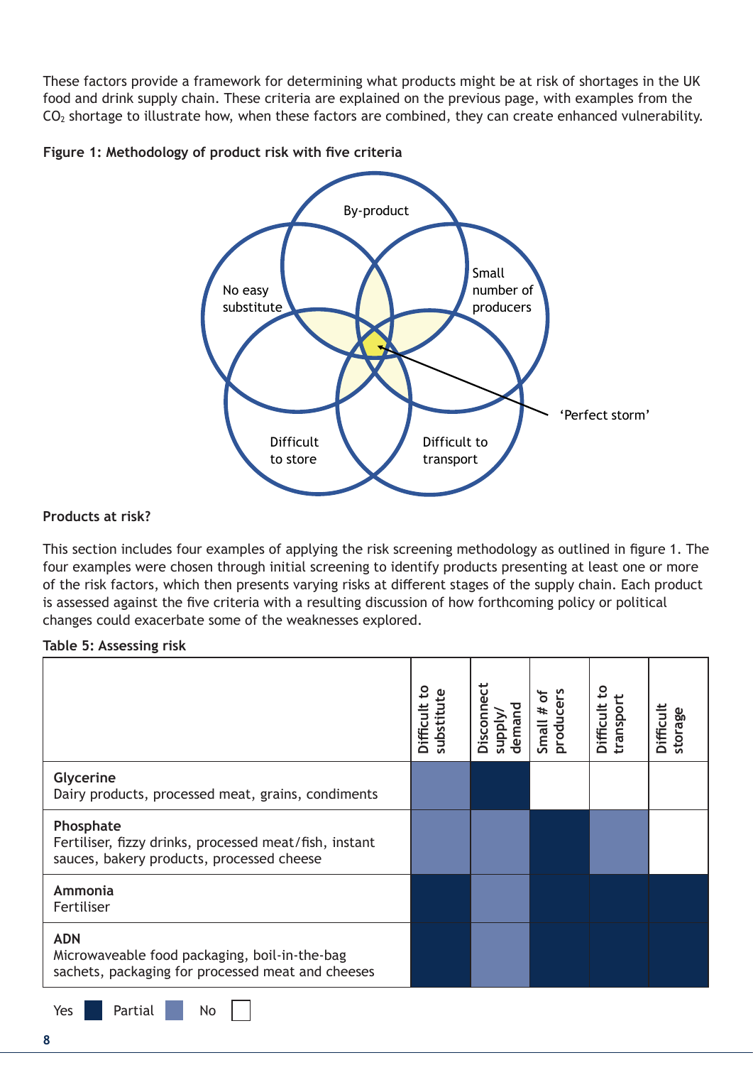These factors provide a framework for determining what products might be at risk of shortages in the UK food and drink supply chain. These criteria are explained on the previous page, with examples from the $CO_2$ shortage to illustrate how, when these factors are combined, they can create enhanced vulnerability.

**Figure 1: Methodology of product risk with five criteria**

**Products at risk?**

This section includes four examples of applying the risk screening methodology as outlined in figure 1. The four examples were chosen through initial screening to identify products presenting at least one or more of the risk factors, which then presents varying risks at different stages of the supply chain. Each product is assessed against the five criteria with a resulting discussion of how forthcoming policy or political changes could exacerbate some of the weaknesses explored.

**Table 5: Assessing risk**

| | Difficult to substitute | Disconnect supply/ demand | Small # of producers | Difficult to transport | Difficult storage |
|---|---|---|---|---|---|
| **Glycerine**<br>Dairy products, processed meat, grains, condiments | Partial | Yes | No | No | No |
| **Phosphate**<br>Fertiliser, fizzy drinks, processed meat/fish, instant sauces, bakery products, processed cheese | Partial | Partial | Yes | Partial | No |
| **Ammonia**<br>Fertiliser | Yes | Partial | Yes | Yes | Yes |
| **ADN**<br>Microwaveable food packaging, boil-in-the-bag sachets, packaging for processed meat and cheeses | Yes | Partial | Yes | Yes | Yes |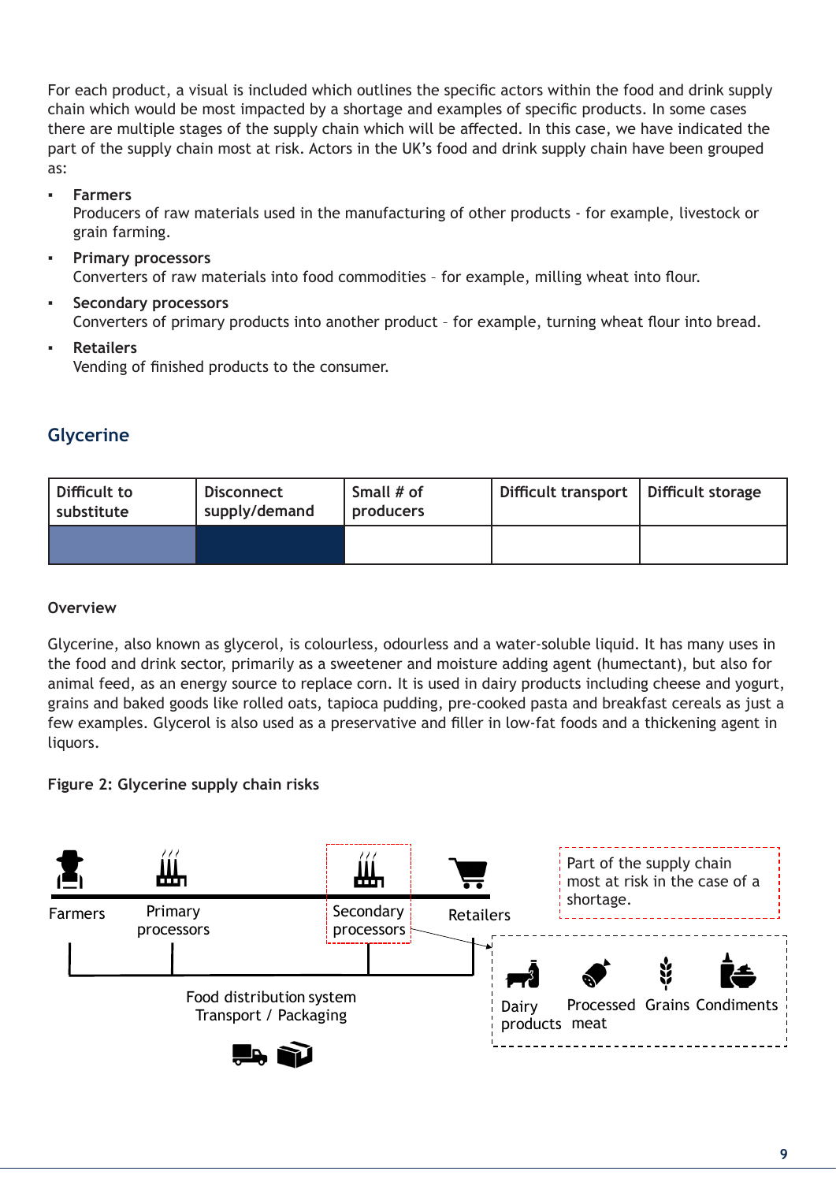For each product, a visual is included which outlines the specific actors within the food and drink supply chain which would be most impacted by a shortage and examples of specific products. In some cases there are multiple stages of the supply chain which will be affected. In this case, we have indicated the part of the supply chain most at risk. Actors in the UK's food and drink supply chain have been grouped as:

- **Farmers**
  Producers of raw materials used in the manufacturing of other products - for example, livestock or grain farming.
- **Primary processors**
  Converters of raw materials into food commodities – for example, milling wheat into flour.
- **Secondary processors**
  Converters of primary products into another product – for example, turning wheat flour into bread.
- **Retailers**
  Vending of finished products to the consumer.

## Glycerine

| Difficult to substitute | Disconnect supply/demand | Small # of producers | Difficult transport | Difficult storage |
|---|---|---|---|---|
| | | | | |

### Overview

Glycerine, also known as glycerol, is colourless, odourless and a water-soluble liquid. It has many uses in the food and drink sector, primarily as a sweetener and moisture adding agent (humectant), but also for animal feed, as an energy source to replace corn. It is used in dairy products including cheese and yogurt, grains and baked goods like rolled oats, tapioca pudding, pre-cooked pasta and breakfast cereals as just a few examples. Glycerol is also used as a preservative and filler in low-fat foods and a thickening agent in liquors.

**Figure 2: Glycerine supply chain risks**

Farmers | Primary processors | Secondary processors | Retailers

Part of the supply chain most at risk in the case of a shortage.

Dairy products | Processed meat | Grains | Condiments

Food distribution system
Transport / Packaging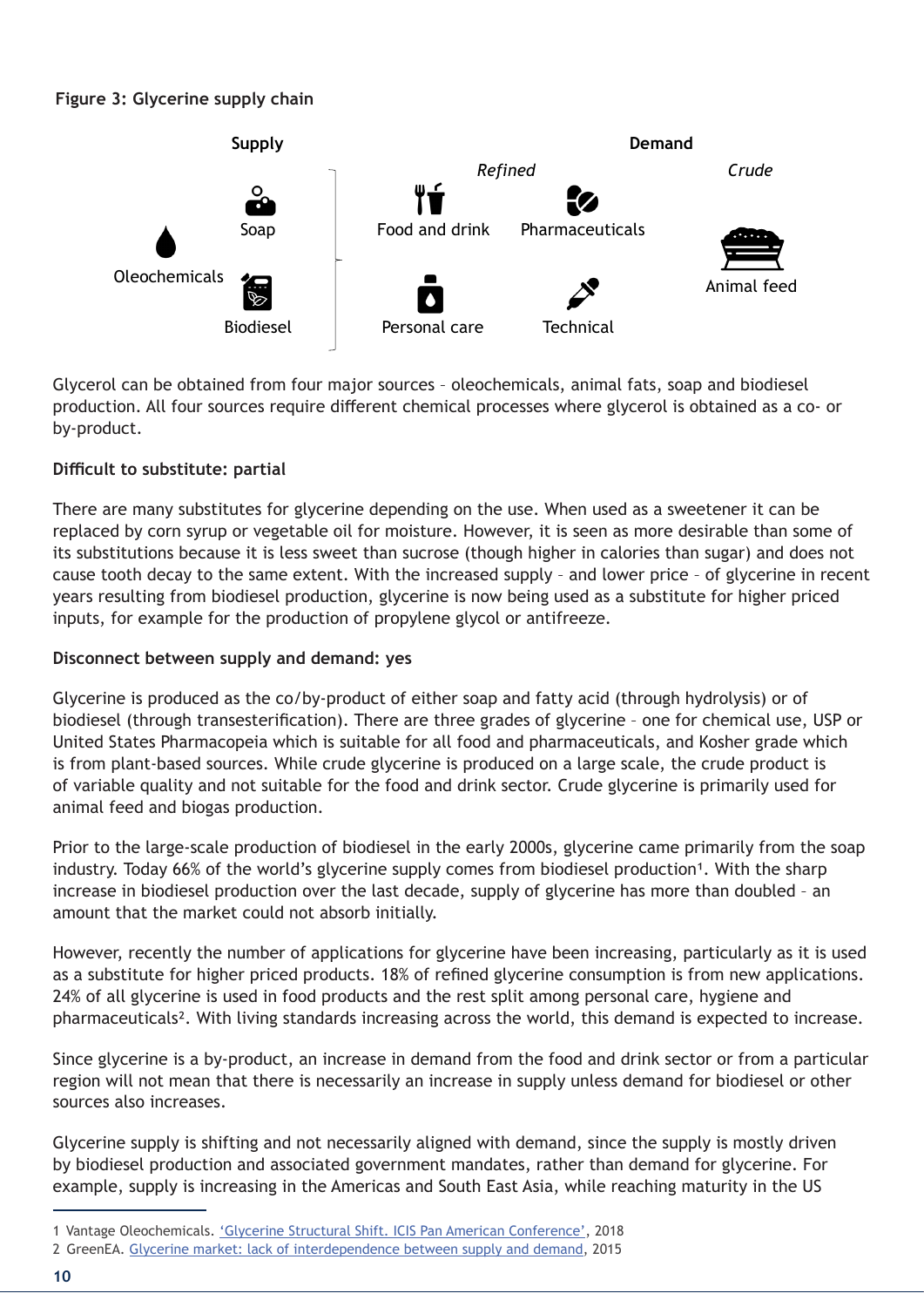**Figure 3: Glycerine supply chain**

Supply

Oleochemicals

Soap

Biodiesel

Demand

*Refined*

Food and drink

Pharmaceuticals

Personal care

Technical

*Crude*

Animal feed

Glycerol can be obtained from four major sources – oleochemicals, animal fats, soap and biodiesel production. All four sources require different chemical processes where glycerol is obtained as a co- or by-product.

**Difficult to substitute: partial**

There are many substitutes for glycerine depending on the use. When used as a sweetener it can be replaced by corn syrup or vegetable oil for moisture. However, it is seen as more desirable than some of its substitutions because it is less sweet than sucrose (though higher in calories than sugar) and does not cause tooth decay to the same extent. With the increased supply – and lower price – of glycerine in recent years resulting from biodiesel production, glycerine is now being used as a substitute for higher priced inputs, for example for the production of propylene glycol or antifreeze.

**Disconnect between supply and demand: yes**

Glycerine is produced as the co/by-product of either soap and fatty acid (through hydrolysis) or of biodiesel (through transesterification). There are three grades of glycerine – one for chemical use, USP or United States Pharmacopeia which is suitable for all food and pharmaceuticals, and Kosher grade which is from plant-based sources. While crude glycerine is produced on a large scale, the crude product is of variable quality and not suitable for the food and drink sector. Crude glycerine is primarily used for animal feed and biogas production.

Prior to the large-scale production of biodiesel in the early 2000s, glycerine came primarily from the soap industry. Today 66% of the world's glycerine supply comes from biodiesel production[1]. With the sharp increase in biodiesel production over the last decade, supply of glycerine has more than doubled – an amount that the market could not absorb initially.

However, recently the number of applications for glycerine have been increasing, particularly as it is used as a substitute for higher priced products. 18% of refined glycerine consumption is from new applications. 24% of all glycerine is used in food products and the rest split among personal care, hygiene and pharmaceuticals[2]. With living standards increasing across the world, this demand is expected to increase.

Since glycerine is a by-product, an increase in demand from the food and drink sector or from a particular region will not mean that there is necessarily an increase in supply unless demand for biodiesel or other sources also increases.

Glycerine supply is shifting and not necessarily aligned with demand, since the supply is mostly driven by biodiesel production and associated government mandates, rather than demand for glycerine. For example, supply is increasing in the Americas and South East Asia, while reaching maturity in the US

1 Vantage Oleochemicals. 'Glycerine Structural Shift. ICIS Pan American Conference', 2018

2 GreenEA. Glycerine market: lack of interdependence between supply and demand, 2015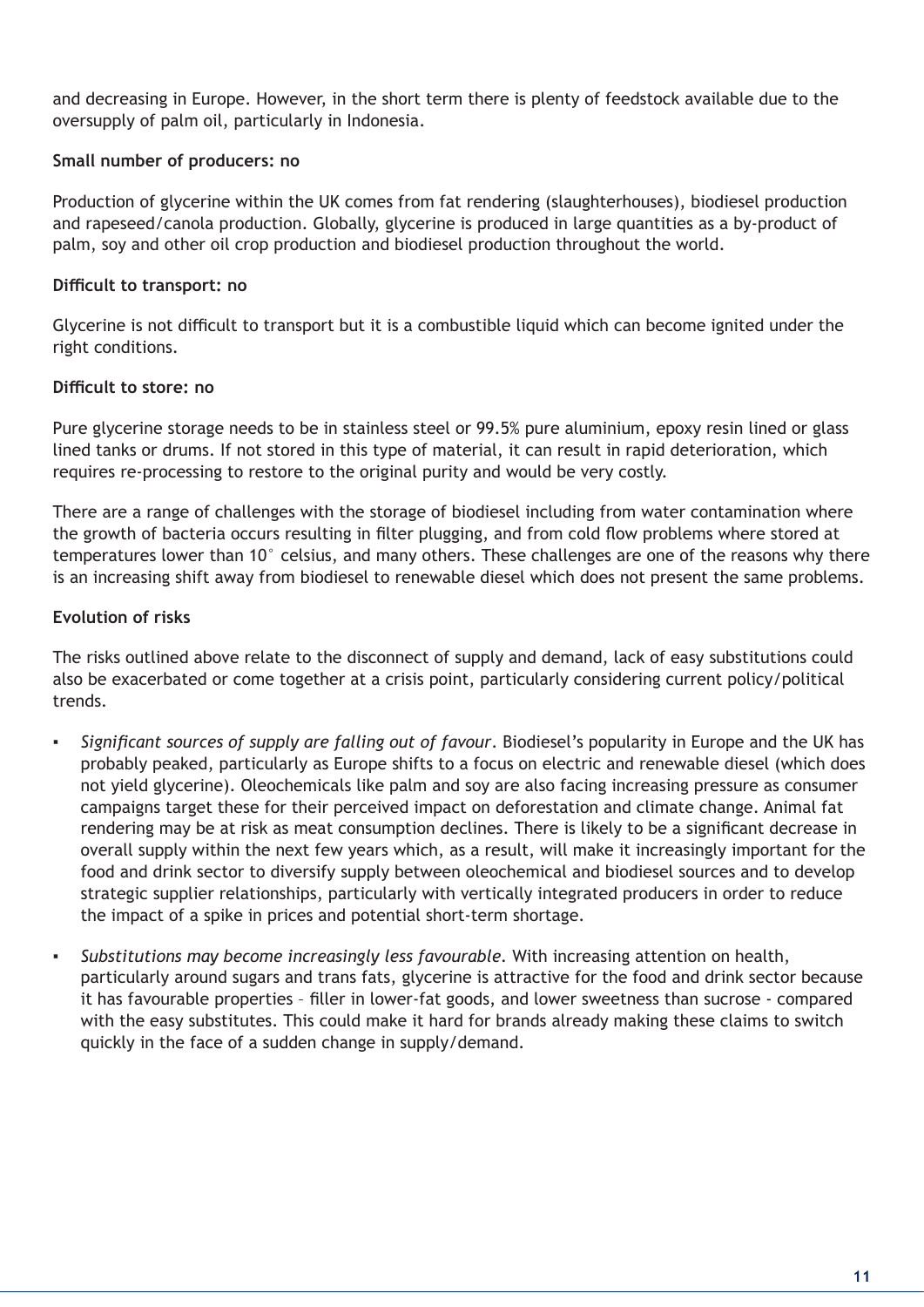and decreasing in Europe. However, in the short term there is plenty of feedstock available due to the oversupply of palm oil, particularly in Indonesia.

**Small number of producers: no**

Production of glycerine within the UK comes from fat rendering (slaughterhouses), biodiesel production and rapeseed/canola production. Globally, glycerine is produced in large quantities as a by-product of palm, soy and other oil crop production and biodiesel production throughout the world.

**Difficult to transport: no**

Glycerine is not difficult to transport but it is a combustible liquid which can become ignited under the right conditions.

**Difficult to store: no**

Pure glycerine storage needs to be in stainless steel or 99.5% pure aluminium, epoxy resin lined or glass lined tanks or drums. If not stored in this type of material, it can result in rapid deterioration, which requires re-processing to restore to the original purity and would be very costly.

There are a range of challenges with the storage of biodiesel including from water contamination where the growth of bacteria occurs resulting in filter plugging, and from cold flow problems where stored at temperatures lower than 10° celsius, and many others. These challenges are one of the reasons why there is an increasing shift away from biodiesel to renewable diesel which does not present the same problems.

**Evolution of risks**

The risks outlined above relate to the disconnect of supply and demand, lack of easy substitutions could also be exacerbated or come together at a crisis point, particularly considering current policy/political trends.

- *Significant sources of supply are falling out of favour*. Biodiesel's popularity in Europe and the UK has probably peaked, particularly as Europe shifts to a focus on electric and renewable diesel (which does not yield glycerine). Oleochemicals like palm and soy are also facing increasing pressure as consumer campaigns target these for their perceived impact on deforestation and climate change. Animal fat rendering may be at risk as meat consumption declines. There is likely to be a significant decrease in overall supply within the next few years which, as a result, will make it increasingly important for the food and drink sector to diversify supply between oleochemical and biodiesel sources and to develop strategic supplier relationships, particularly with vertically integrated producers in order to reduce the impact of a spike in prices and potential short-term shortage.
- *Substitutions may become increasingly less favourable.* With increasing attention on health, particularly around sugars and trans fats, glycerine is attractive for the food and drink sector because it has favourable properties – filler in lower-fat goods, and lower sweetness than sucrose - compared with the easy substitutes. This could make it hard for brands already making these claims to switch quickly in the face of a sudden change in supply/demand.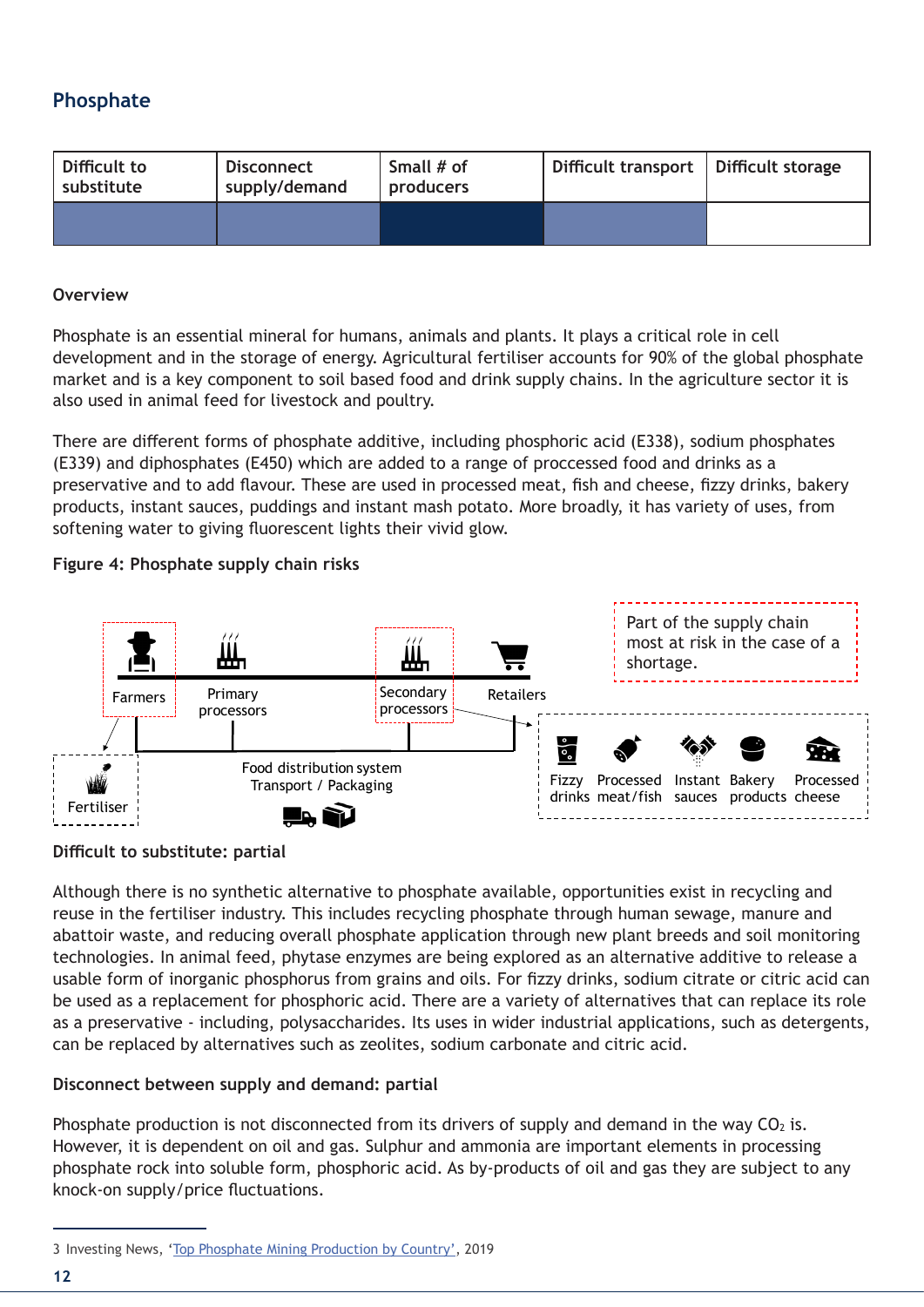## Phosphate

| Difficult to substitute | Disconnect supply/demand | Small # of producers | Difficult transport | Difficult storage |
|---|---|---|---|---|
| | | | | |

### Overview

Phosphate is an essential mineral for humans, animals and plants. It plays a critical role in cell development and in the storage of energy. Agricultural fertiliser accounts for 90% of the global phosphate market and is a key component to soil based food and drink supply chains. In the agriculture sector it is also used in animal feed for livestock and poultry.

There are different forms of phosphate additive, including phosphoric acid (E338), sodium phosphates (E339) and diphosphates (E450) which are added to a range of proccessed food and drinks as a preservative and to add flavour. These are used in processed meat, fish and cheese, fizzy drinks, bakery products, instant sauces, puddings and instant mash potato. More broadly, it has variety of uses, from softening water to giving fluorescent lights their vivid glow.

**Figure 4: Phosphate supply chain risks**

Farmers · Primary processors · Secondary processors · Retailers · Fertiliser · Food distribution system Transport / Packaging · Fizzy drinks · Processed meat/fish · Instant sauces · Bakery products · Processed cheese · Part of the supply chain most at risk in the case of a shortage.

**Difficult to substitute: partial**

Although there is no synthetic alternative to phosphate available, opportunities exist in recycling and reuse in the fertiliser industry. This includes recycling phosphate through human sewage, manure and abattoir waste, and reducing overall phosphate application through new plant breeds and soil monitoring technologies. In animal feed, phytase enzymes are being explored as an alternative additive to release a usable form of inorganic phosphorus from grains and oils. For fizzy drinks, sodium citrate or citric acid can be used as a replacement for phosphoric acid. There are a variety of alternatives that can replace its role as a preservative - including, polysaccharides. Its uses in wider industrial applications, such as detergents, can be replaced by alternatives such as zeolites, sodium carbonate and citric acid.

**Disconnect between supply and demand: partial**

Phosphate production is not disconnected from its drivers of supply and demand in the way $CO_2$ is. However, it is dependent on oil and gas. Sulphur and ammonia are important elements in processing phosphate rock into soluble form, phosphoric acid. As by-products of oil and gas they are subject to any knock-on supply/price fluctuations.

---

3 Investing News, 'Top Phosphate Mining Production by Country', 2019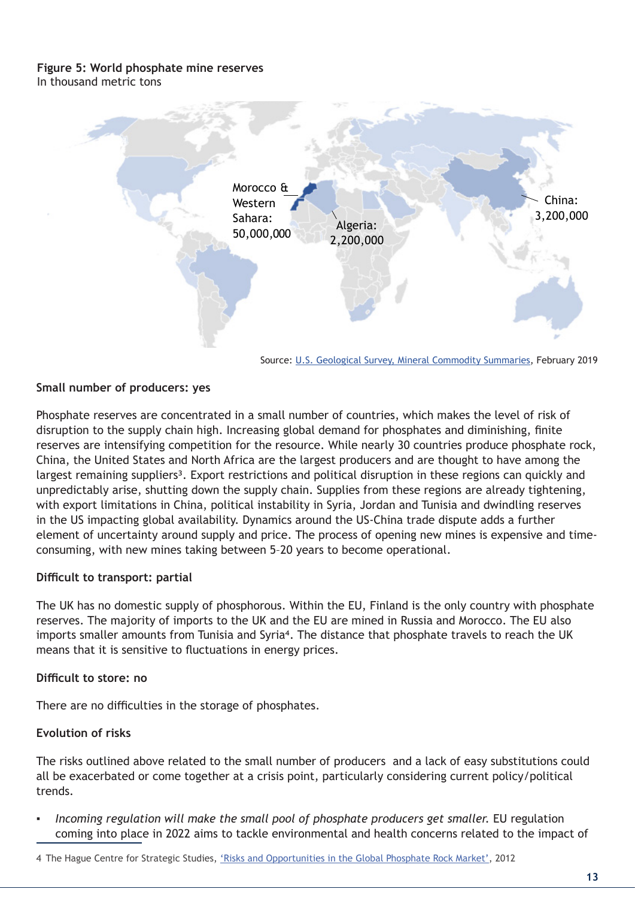**Figure 5: World phosphate mine reserves**
In thousand metric tons

Morocco & Western Sahara: 50,000,000

Algeria: 2,200,000

China: 3,200,000

Source: U.S. Geological Survey, Mineral Commodity Summaries, February 2019

**Small number of producers: yes**

Phosphate reserves are concentrated in a small number of countries, which makes the level of risk of disruption to the supply chain high. Increasing global demand for phosphates and diminishing, finite reserves are intensifying competition for the resource. While nearly 30 countries produce phosphate rock, China, the United States and North Africa are the largest producers and are thought to have among the largest remaining suppliers[3]. Export restrictions and political disruption in these regions can quickly and unpredictably arise, shutting down the supply chain. Supplies from these regions are already tightening, with export limitations in China, political instability in Syria, Jordan and Tunisia and dwindling reserves in the US impacting global availability. Dynamics around the US-China trade dispute adds a further element of uncertainty around supply and price. The process of opening new mines is expensive and time-consuming, with new mines taking between 5–20 years to become operational.

**Difficult to transport: partial**

The UK has no domestic supply of phosphorous. Within the EU, Finland is the only country with phosphate reserves. The majority of imports to the UK and the EU are mined in Russia and Morocco. The EU also imports smaller amounts from Tunisia and Syria[4]. The distance that phosphate travels to reach the UK means that it is sensitive to fluctuations in energy prices.

**Difficult to store: no**

There are no difficulties in the storage of phosphates.

**Evolution of risks**

The risks outlined above related to the small number of producers and a lack of easy substitutions could all be exacerbated or come together at a crisis point, particularly considering current policy/political trends.

- *Incoming regulation will make the small pool of phosphate producers get smaller.* EU regulation coming into place in 2022 aims to tackle environmental and health concerns related to the impact of

4 The Hague Centre for Strategic Studies, 'Risks and Opportunities in the Global Phosphate Rock Market', 2012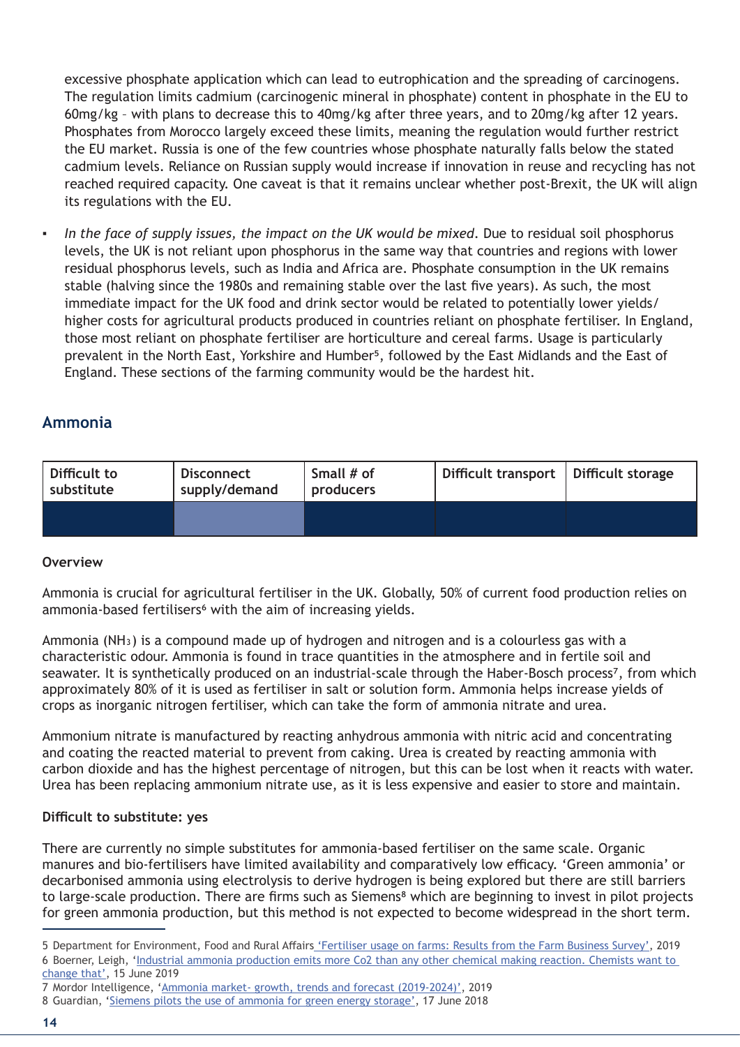excessive phosphate application which can lead to eutrophication and the spreading of carcinogens. The regulation limits cadmium (carcinogenic mineral in phosphate) content in phosphate in the EU to 60mg/kg – with plans to decrease this to 40mg/kg after three years, and to 20mg/kg after 12 years. Phosphates from Morocco largely exceed these limits, meaning the regulation would further restrict the EU market. Russia is one of the few countries whose phosphate naturally falls below the stated cadmium levels. Reliance on Russian supply would increase if innovation in reuse and recycling has not reached required capacity. One caveat is that it remains unclear whether post-Brexit, the UK will align its regulations with the EU.

- *In the face of supply issues, the impact on the UK would be mixed.* Due to residual soil phosphorus levels, the UK is not reliant upon phosphorus in the same way that countries and regions with lower residual phosphorus levels, such as India and Africa are. Phosphate consumption in the UK remains stable (halving since the 1980s and remaining stable over the last five years). As such, the most immediate impact for the UK food and drink sector would be related to potentially lower yields/higher costs for agricultural products produced in countries reliant on phosphate fertiliser. In England, those most reliant on phosphate fertiliser are horticulture and cereal farms. Usage is particularly prevalent in the North East, Yorkshire and Humber[5], followed by the East Midlands and the East of England. These sections of the farming community would be the hardest hit.

## Ammonia

| Difficult to substitute | Disconnect supply/demand | Small # of producers | Difficult transport | Difficult storage |
|---|---|---|---|---|
| | | | | |

**Overview**

Ammonia is crucial for agricultural fertiliser in the UK. Globally, 50% of current food production relies on ammonia-based fertilisers[6] with the aim of increasing yields.

Ammonia ($NH_3$) is a compound made up of hydrogen and nitrogen and is a colourless gas with a characteristic odour. Ammonia is found in trace quantities in the atmosphere and in fertile soil and seawater. It is synthetically produced on an industrial-scale through the Haber-Bosch process[7], from which approximately 80% of it is used as fertiliser in salt or solution form. Ammonia helps increase yields of crops as inorganic nitrogen fertiliser, which can take the form of ammonia nitrate and urea.

Ammonium nitrate is manufactured by reacting anhydrous ammonia with nitric acid and concentrating and coating the reacted material to prevent from caking. Urea is created by reacting ammonia with carbon dioxide and has the highest percentage of nitrogen, but this can be lost when it reacts with water. Urea has been replacing ammonium nitrate use, as it is less expensive and easier to store and maintain.

**Difficult to substitute: yes**

There are currently no simple substitutes for ammonia-based fertiliser on the same scale. Organic manures and bio-fertilisers have limited availability and comparatively low efficacy. 'Green ammonia' or decarbonised ammonia using electrolysis to derive hydrogen is being explored but there are still barriers to large-scale production. There are firms such as Siemens[8] which are beginning to invest in pilot projects for green ammonia production, but this method is not expected to become widespread in the short term.

---

5 Department for Environment, Food and Rural Affairs 'Fertiliser usage on farms: Results from the Farm Business Survey', 2019

6 Boerner, Leigh, 'Industrial ammonia production emits more Co2 than any other chemical making reaction. Chemists want to change that', 15 June 2019

7 Mordor Intelligence, 'Ammonia market- growth, trends and forecast (2019-2024)', 2019

8 Guardian, 'Siemens pilots the use of ammonia for green energy storage', 17 June 2018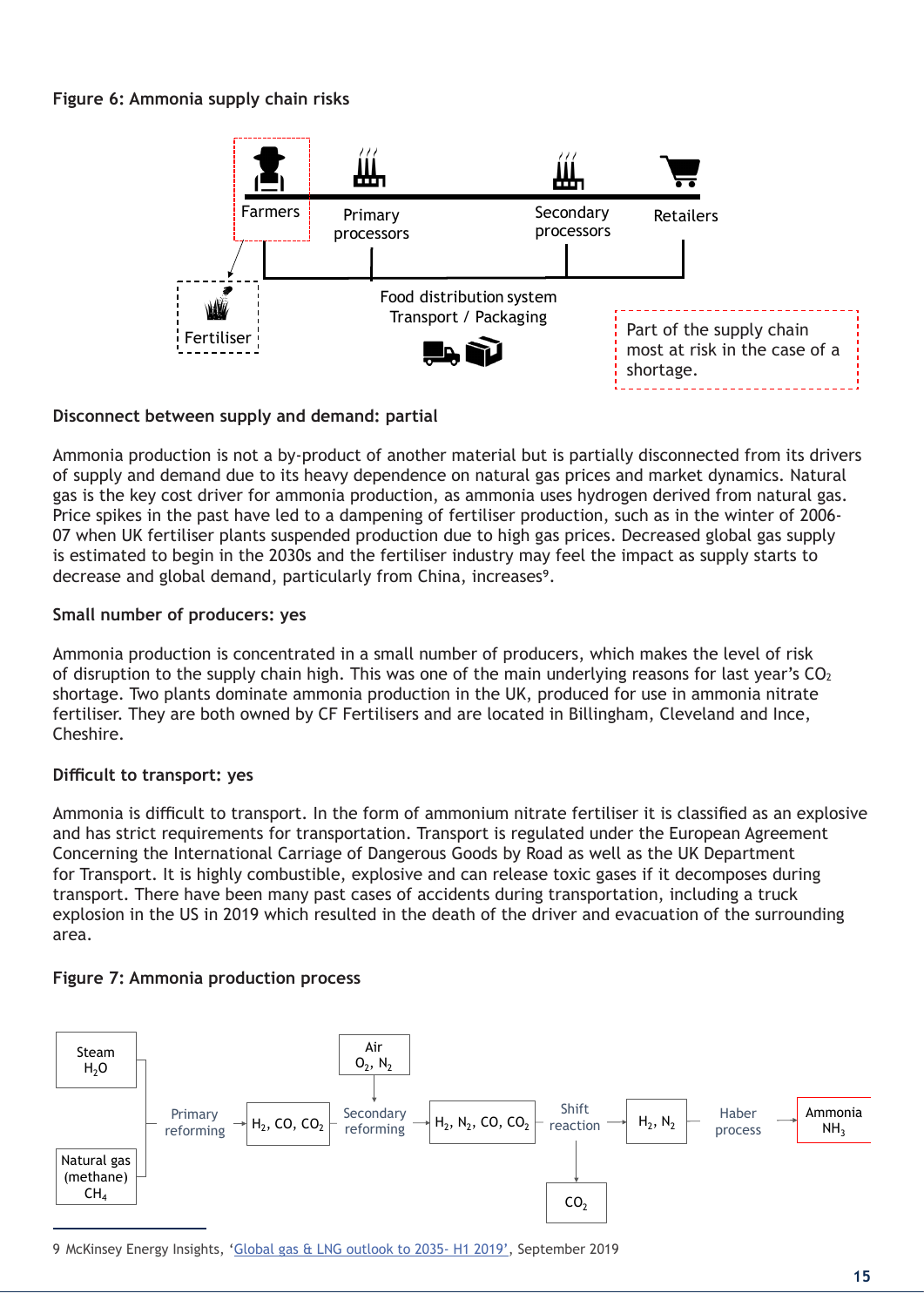**Figure 6: Ammonia supply chain risks**

Farmers — Primary processors — Secondary processors — Retailers

Fertiliser

Food distribution system
Transport / Packaging

Part of the supply chain most at risk in the case of a shortage.

**Disconnect between supply and demand: partial**

Ammonia production is not a by-product of another material but is partially disconnected from its drivers of supply and demand due to its heavy dependence on natural gas prices and market dynamics. Natural gas is the key cost driver for ammonia production, as ammonia uses hydrogen derived from natural gas. Price spikes in the past have led to a dampening of fertiliser production, such as in the winter of 2006-07 when UK fertiliser plants suspended production due to high gas prices. Decreased global gas supply is estimated to begin in the 2030s and the fertiliser industry may feel the impact as supply starts to decrease and global demand, particularly from China, increases[9].

**Small number of producers: yes**

Ammonia production is concentrated in a small number of producers, which makes the level of risk of disruption to the supply chain high. This was one of the main underlying reasons for last year's $CO_2$ shortage. Two plants dominate ammonia production in the UK, produced for use in ammonia nitrate fertiliser. They are both owned by CF Fertilisers and are located in Billingham, Cleveland and Ince, Cheshire.

**Difficult to transport: yes**

Ammonia is difficult to transport. In the form of ammonium nitrate fertiliser it is classified as an explosive and has strict requirements for transportation. Transport is regulated under the European Agreement Concerning the International Carriage of Dangerous Goods by Road as well as the UK Department for Transport. It is highly combustible, explosive and can release toxic gases if it decomposes during transport. There have been many past cases of accidents during transportation, including a truck explosion in the US in 2019 which resulted in the death of the driver and evacuation of the surrounding area.

**Figure 7: Ammonia production process**

Steam $H_2O$ + Natural gas (methane) $CH_4$ → Primary reforming → $H_2$, $CO$, $CO_2$ → Secondary reforming (+ Air $O_2$, $N_2$) → $H_2$, $N_2$, $CO$, $CO_2$ → Shift reaction (→ $CO_2$) → $H_2$, $N_2$ → Haber process → Ammonia $NH_3$

9 McKinsey Energy Insights, 'Global gas & LNG outlook to 2035- H1 2019', September 2019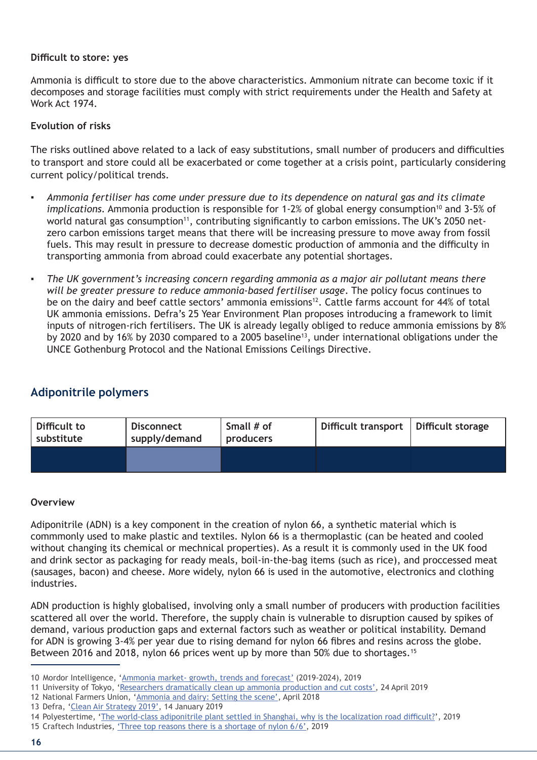**Difficult to store: yes**

Ammonia is difficult to store due to the above characteristics. Ammonium nitrate can become toxic if it decomposes and storage facilities must comply with strict requirements under the Health and Safety at Work Act 1974.

**Evolution of risks**

The risks outlined above related to a lack of easy substitutions, small number of producers and difficulties to transport and store could all be exacerbated or come together at a crisis point, particularly considering current policy/political trends.

- *Ammonia fertiliser has come under pressure due to its dependence on natural gas and its climate implications.* Ammonia production is responsible for 1-2% of global energy consumption[10] and 3-5% of world natural gas consumption[11], contributing significantly to carbon emissions. The UK's 2050 net-zero carbon emissions target means that there will be increasing pressure to move away from fossil fuels. This may result in pressure to decrease domestic production of ammonia and the difficulty in transporting ammonia from abroad could exacerbate any potential shortages.
- *The UK government's increasing concern regarding ammonia as a major air pollutant means there will be greater pressure to reduce ammonia-based fertiliser usage.* The policy focus continues to be on the dairy and beef cattle sectors' ammonia emissions[12]. Cattle farms account for 44% of total UK ammonia emissions. Defra's 25 Year Environment Plan proposes introducing a framework to limit inputs of nitrogen-rich fertilisers. The UK is already legally obliged to reduce ammonia emissions by 8% by 2020 and by 16% by 2030 compared to a 2005 baseline[13], under international obligations under the UNCE Gothenburg Protocol and the National Emissions Ceilings Directive.

## Adiponitrile polymers

| Difficult to substitute | Disconnect supply/demand | Small # of producers | Difficult transport | Difficult storage |
|---|---|---|---|---|
| | | | | |

**Overview**

Adiponitrile (ADN) is a key component in the creation of nylon 66, a synthetic material which is commmonly used to make plastic and textiles. Nylon 66 is a thermoplastic (can be heated and cooled without changing its chemical or mechnical properties). As a result it is commonly used in the UK food and drink sector as packaging for ready meals, boil-in-the-bag items (such as rice), and proccessed meat (sausages, bacon) and cheese. More widely, nylon 66 is used in the automotive, electronics and clothing industries.

ADN production is highly globalised, involving only a small number of producers with production facilities scattered all over the world. Therefore, the supply chain is vulnerable to disruption caused by spikes of demand, various production gaps and external factors such as weather or political instability. Demand for ADN is growing 3-4% per year due to rising demand for nylon 66 fibres and resins across the globe. Between 2016 and 2018, nylon 66 prices went up by more than 50% due to shortages.[15]

10 Mordor Intelligence, 'Ammonia market- growth, trends and forecast' (2019-2024), 2019
11 University of Tokyo, 'Researchers dramatically clean up ammonia production and cut costs', 24 April 2019
12 National Farmers Union, 'Ammonia and dairy: Setting the scene', April 2018
13 Defra, 'Clean Air Strategy 2019', 14 January 2019
14 Polyestertime, 'The world-class adiponitrile plant settled in Shanghai, why is the localization road difficult?', 2019
15 Craftech Industries, 'Three top reasons there is a shortage of nylon 6/6', 2019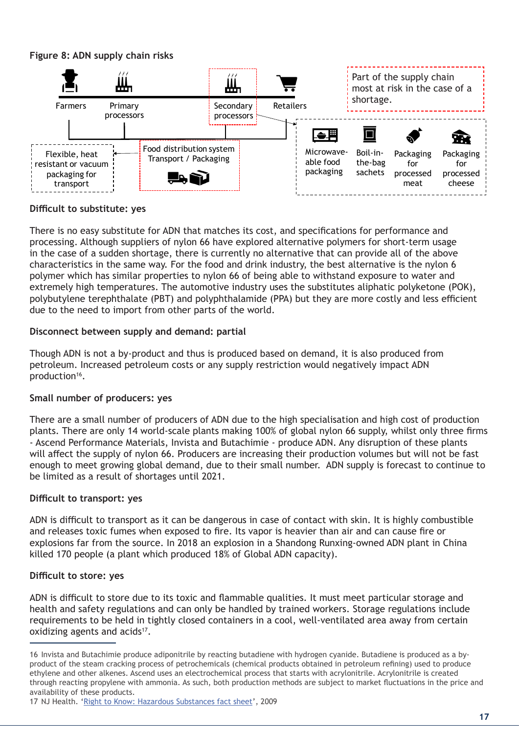**Figure 8: ADN supply chain risks**

Farmers — Primary processors — Secondary processors — Retailers

Part of the supply chain most at risk in the case of a shortage.

Flexible, heat resistant or vacuum packaging for transport

Food distribution system Transport / Packaging

Microwave-able food packaging | Boil-in-the-bag sachets | Packaging for processed meat | Packaging for processed cheese

**Difficult to substitute: yes**

There is no easy substitute for ADN that matches its cost, and specifications for performance and processing. Although suppliers of nylon 66 have explored alternative polymers for short-term usage in the case of a sudden shortage, there is currently no alternative that can provide all of the above characteristics in the same way. For the food and drink industry, the best alternative is the nylon 6 polymer which has similar properties to nylon 66 of being able to withstand exposure to water and extremely high temperatures. The automotive industry uses the substitutes aliphatic polyketone (POK), polybutylene terephthalate (PBT) and polyphthalamide (PPA) but they are more costly and less efficient due to the need to import from other parts of the world.

**Disconnect between supply and demand: partial**

Though ADN is not a by-product and thus is produced based on demand, it is also produced from petroleum. Increased petroleum costs or any supply restriction would negatively impact ADN production[16].

**Small number of producers: yes**

There are a small number of producers of ADN due to the high specialisation and high cost of production plants. There are only 14 world-scale plants making 100% of global nylon 66 supply, whilst only three firms - Ascend Performance Materials, Invista and Butachimie - produce ADN. Any disruption of these plants will affect the supply of nylon 66. Producers are increasing their production volumes but will not be fast enough to meet growing global demand, due to their small number. ADN supply is forecast to continue to be limited as a result of shortages until 2021.

**Difficult to transport: yes**

ADN is difficult to transport as it can be dangerous in case of contact with skin. It is highly combustible and releases toxic fumes when exposed to fire. Its vapor is heavier than air and can cause fire or explosions far from the source. In 2018 an explosion in a Shandong Runxing-owned ADN plant in China killed 170 people (a plant which produced 18% of Global ADN capacity).

**Difficult to store: yes**

ADN is difficult to store due to its toxic and flammable qualities. It must meet particular storage and health and safety regulations and can only be handled by trained workers. Storage regulations include requirements to be held in tightly closed containers in a cool, well-ventilated area away from certain oxidizing agents and acids[17].

---

16 Invista and Butachimie produce adiponitrile by reacting butadiene with hydrogen cyanide. Butadiene is produced as a by-product of the steam cracking process of petrochemicals (chemical products obtained in petroleum refining) used to produce ethylene and other alkenes. Ascend uses an electrochemical process that starts with acrylonitrile. Acrylonitrile is created through reacting propylene with ammonia. As such, both production methods are subject to market fluctuations in the price and availability of these products.

17 NJ Health. 'Right to Know: Hazardous Substances fact sheet', 2009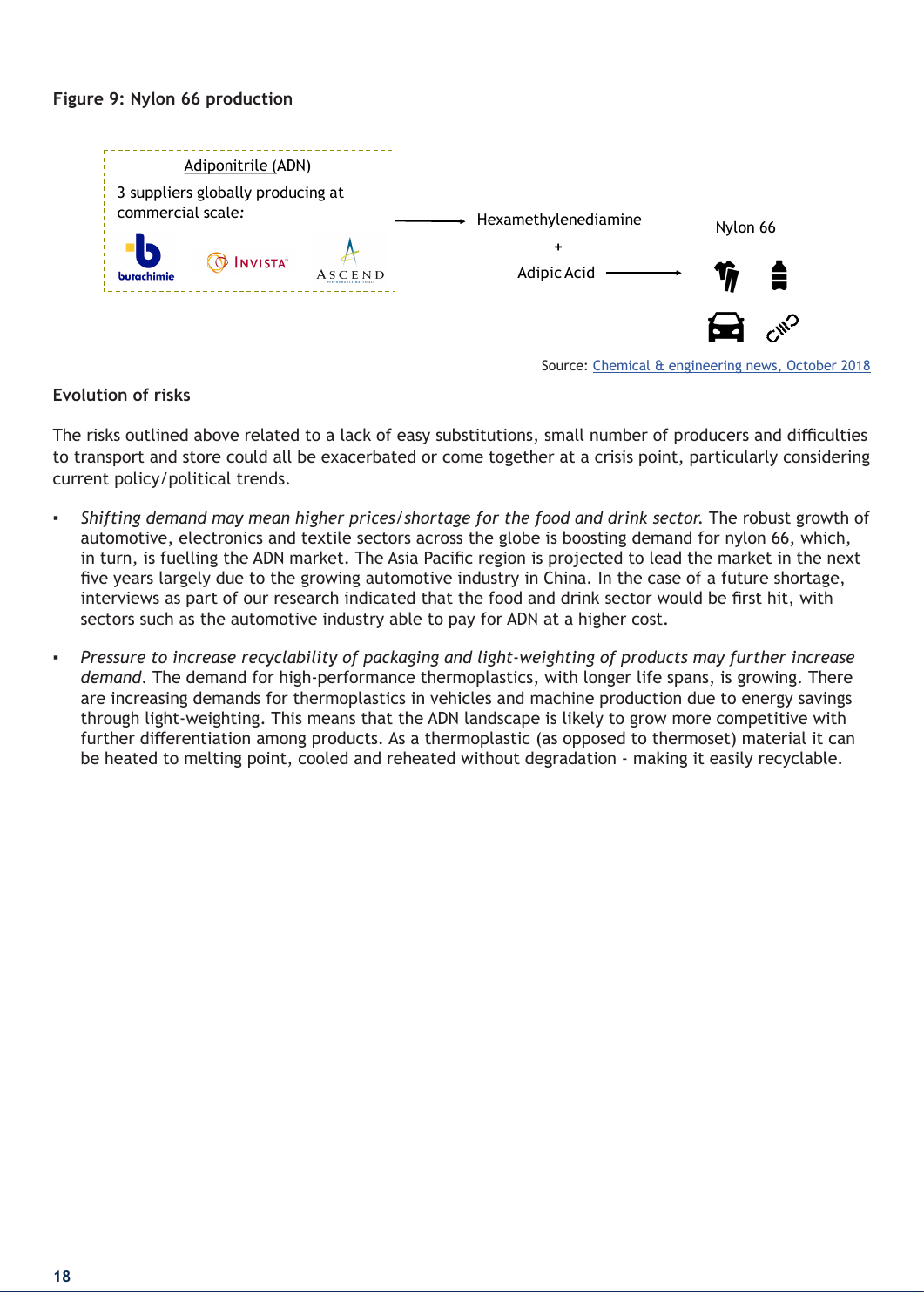**Figure 9: Nylon 66 production**

Adiponitrile (ADN)

3 suppliers globally producing at commercial scale:

butachimie   INVISTA   ASCEND

Hexamethylenediamine

+

Adipic Acid

Nylon 66

Source: Chemical & engineering news, October 2018

**Evolution of risks**

The risks outlined above related to a lack of easy substitutions, small number of producers and difficulties to transport and store could all be exacerbated or come together at a crisis point, particularly considering current policy/political trends.

- *Shifting demand may mean higher prices/shortage for the food and drink sector.* The robust growth of automotive, electronics and textile sectors across the globe is boosting demand for nylon 66, which, in turn, is fuelling the ADN market. The Asia Pacific region is projected to lead the market in the next five years largely due to the growing automotive industry in China. In the case of a future shortage, interviews as part of our research indicated that the food and drink sector would be first hit, with sectors such as the automotive industry able to pay for ADN at a higher cost.
- *Pressure to increase recyclability of packaging and light-weighting of products may further increase demand*. The demand for high-performance thermoplastics, with longer life spans, is growing. There are increasing demands for thermoplastics in vehicles and machine production due to energy savings through light-weighting. This means that the ADN landscape is likely to grow more competitive with further differentiation among products. As a thermoplastic (as opposed to thermoset) material it can be heated to melting point, cooled and reheated without degradation - making it easily recyclable.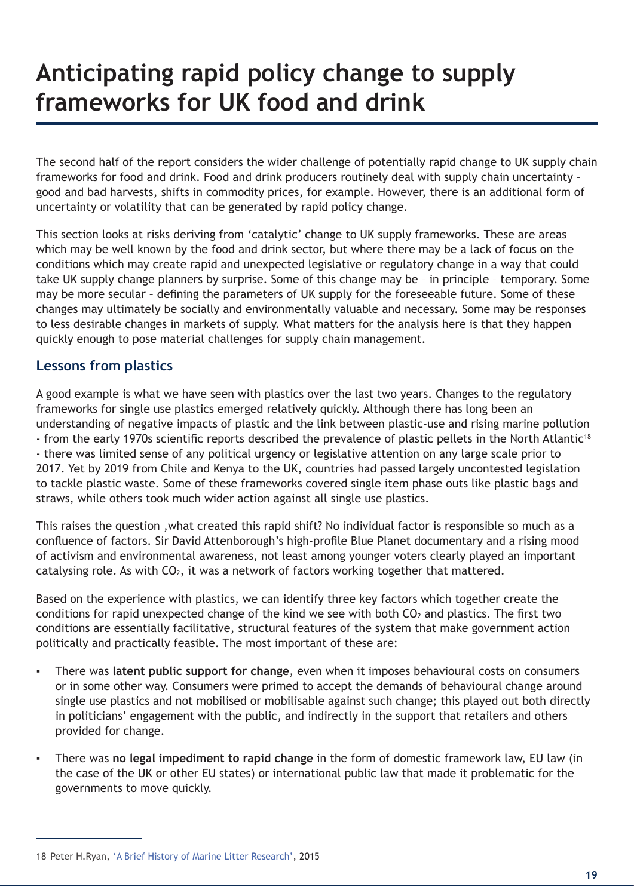# Anticipating rapid policy change to supply frameworks for UK food and drink

The second half of the report considers the wider challenge of potentially rapid change to UK supply chain frameworks for food and drink. Food and drink producers routinely deal with supply chain uncertainty – good and bad harvests, shifts in commodity prices, for example. However, there is an additional form of uncertainty or volatility that can be generated by rapid policy change.

This section looks at risks deriving from 'catalytic' change to UK supply frameworks. These are areas which may be well known by the food and drink sector, but where there may be a lack of focus on the conditions which may create rapid and unexpected legislative or regulatory change in a way that could take UK supply change planners by surprise. Some of this change may be – in principle – temporary. Some may be more secular – defining the parameters of UK supply for the foreseeable future. Some of these changes may ultimately be socially and environmentally valuable and necessary. Some may be responses to less desirable changes in markets of supply. What matters for the analysis here is that they happen quickly enough to pose material challenges for supply chain management.

## Lessons from plastics

A good example is what we have seen with plastics over the last two years. Changes to the regulatory frameworks for single use plastics emerged relatively quickly. Although there has long been an understanding of negative impacts of plastic and the link between plastic-use and rising marine pollution - from the early 1970s scientific reports described the prevalence of plastic pellets in the North Atlantic[18] - there was limited sense of any political urgency or legislative attention on any large scale prior to 2017. Yet by 2019 from Chile and Kenya to the UK, countries had passed largely uncontested legislation to tackle plastic waste. Some of these frameworks covered single item phase outs like plastic bags and straws, while others took much wider action against all single use plastics.

This raises the question ,what created this rapid shift? No individual factor is responsible so much as a confluence of factors. Sir David Attenborough's high-profile Blue Planet documentary and a rising mood of activism and environmental awareness, not least among younger voters clearly played an important catalysing role. As with $CO_2$, it was a network of factors working together that mattered.

Based on the experience with plastics, we can identify three key factors which together create the conditions for rapid unexpected change of the kind we see with both $CO_2$ and plastics. The first two conditions are essentially facilitative, structural features of the system that make government action politically and practically feasible. The most important of these are:

- There was **latent public support for change**, even when it imposes behavioural costs on consumers or in some other way. Consumers were primed to accept the demands of behavioural change around single use plastics and not mobilised or mobilisable against such change; this played out both directly in politicians' engagement with the public, and indirectly in the support that retailers and others provided for change.
- There was **no legal impediment to rapid change** in the form of domestic framework law, EU law (in the case of the UK or other EU states) or international public law that made it problematic for the governments to move quickly.

18 Peter H.Ryan, 'A Brief History of Marine Litter Research', 2015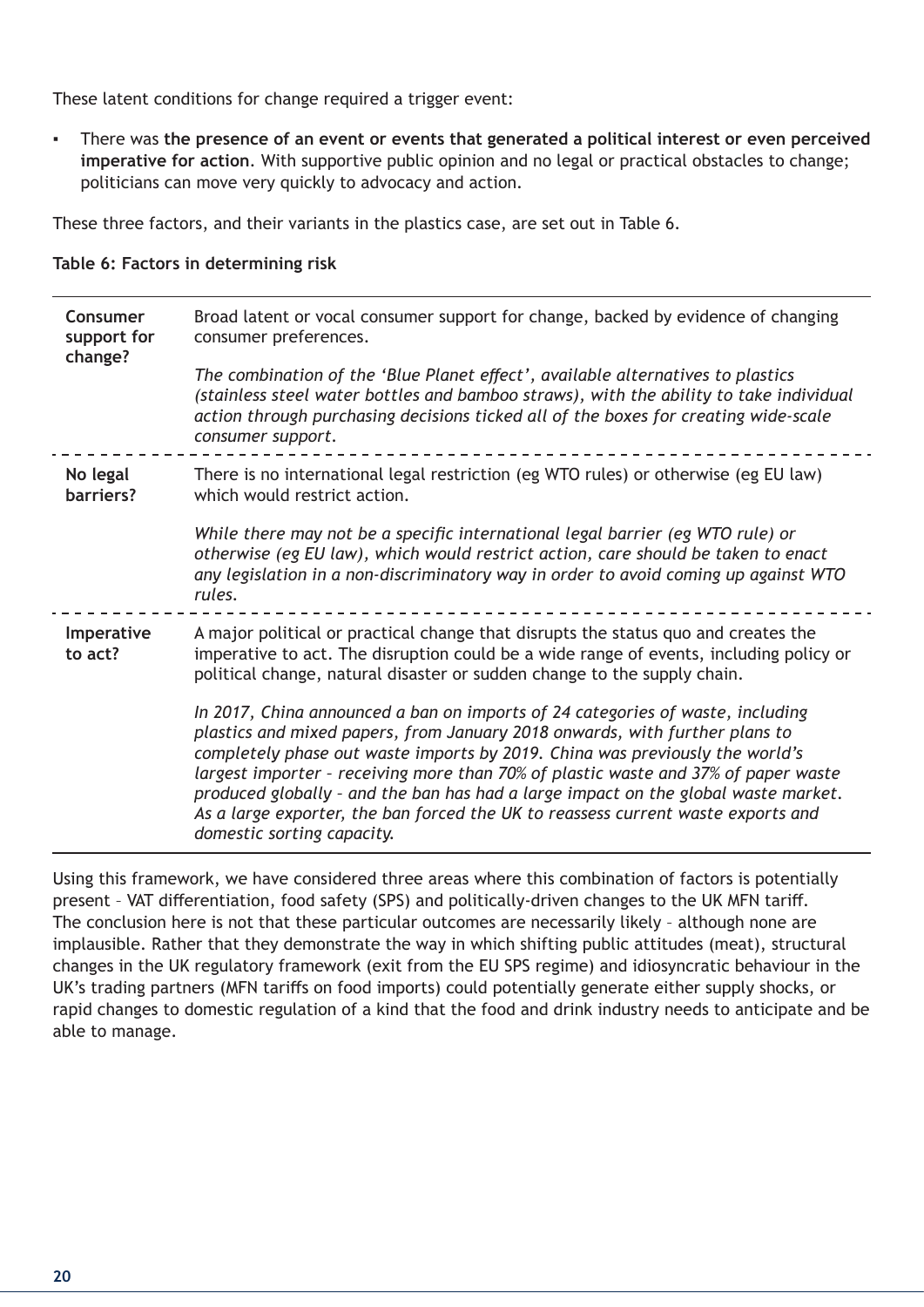These latent conditions for change required a trigger event:

- There was **the presence of an event or events that generated a political interest or even perceived imperative for action**. With supportive public opinion and no legal or practical obstacles to change; politicians can move very quickly to advocacy and action.

These three factors, and their variants in the plastics case, are set out in Table 6.

**Table 6: Factors in determining risk**

| | |
|---|---|
| **Consumer support for change?** | Broad latent or vocal consumer support for change, backed by evidence of changing consumer preferences.<br><br>*The combination of the 'Blue Planet effect', available alternatives to plastics (stainless steel water bottles and bamboo straws), with the ability to take individual action through purchasing decisions ticked all of the boxes for creating wide-scale consumer support.* |
| **No legal barriers?** | There is no international legal restriction (eg WTO rules) or otherwise (eg EU law) which would restrict action.<br><br>*While there may not be a specific international legal barrier (eg WTO rule) or otherwise (eg EU law), which would restrict action, care should be taken to enact any legislation in a non-discriminatory way in order to avoid coming up against WTO rules.* |
| **Imperative to act?** | A major political or practical change that disrupts the status quo and creates the imperative to act. The disruption could be a wide range of events, including policy or political change, natural disaster or sudden change to the supply chain.<br><br>*In 2017, China announced a ban on imports of 24 categories of waste, including plastics and mixed papers, from January 2018 onwards, with further plans to completely phase out waste imports by 2019. China was previously the world's largest importer – receiving more than 70% of plastic waste and 37% of paper waste produced globally – and the ban has had a large impact on the global waste market. As a large exporter, the ban forced the UK to reassess current waste exports and domestic sorting capacity.* |

Using this framework, we have considered three areas where this combination of factors is potentially present – VAT differentiation, food safety (SPS) and politically-driven changes to the UK MFN tariff. The conclusion here is not that these particular outcomes are necessarily likely – although none are implausible. Rather that they demonstrate the way in which shifting public attitudes (meat), structural changes in the UK regulatory framework (exit from the EU SPS regime) and idiosyncratic behaviour in the UK's trading partners (MFN tariffs on food imports) could potentially generate either supply shocks, or rapid changes to domestic regulation of a kind that the food and drink industry needs to anticipate and be able to manage.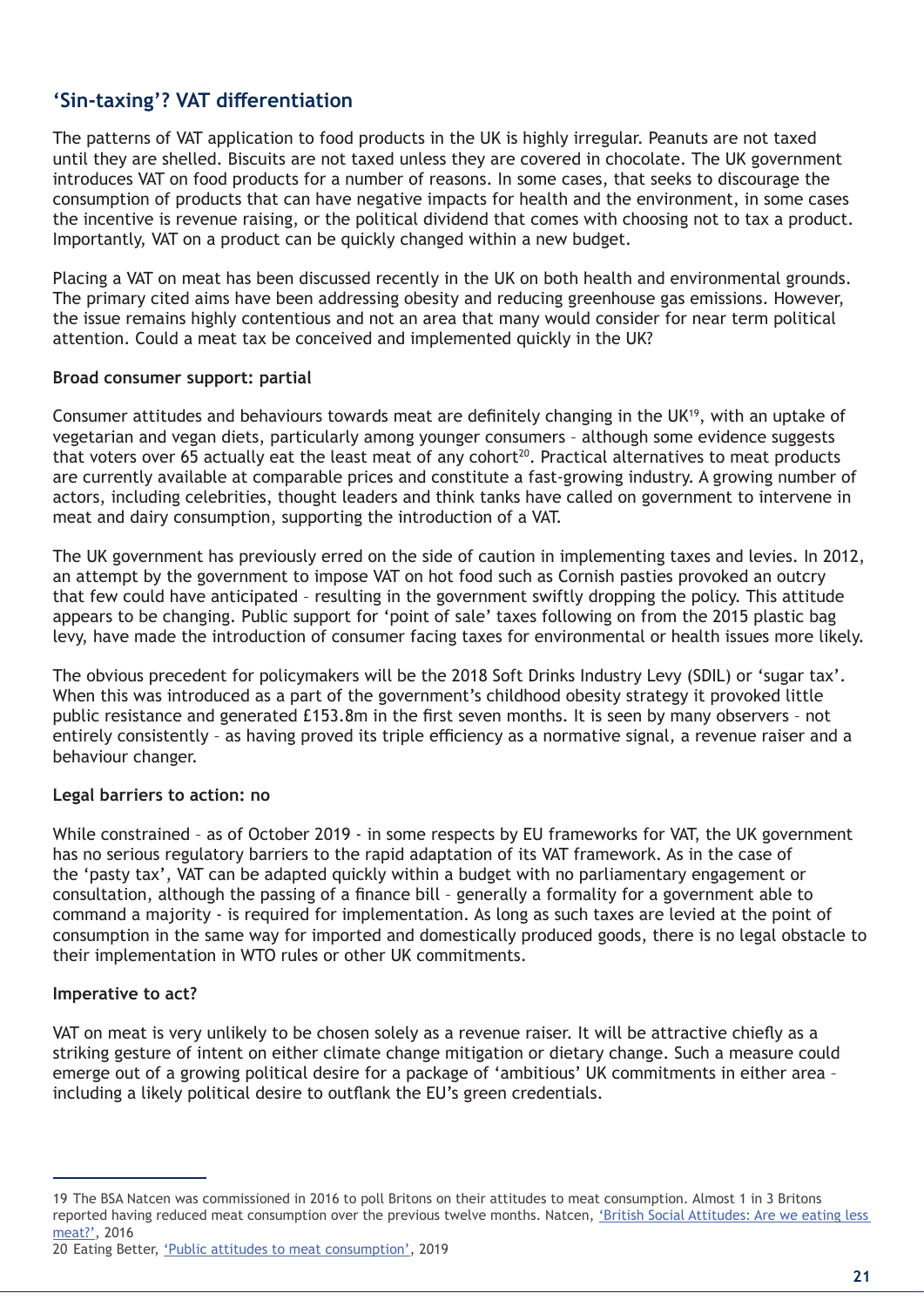## 'Sin-taxing'? VAT differentiation

The patterns of VAT application to food products in the UK is highly irregular. Peanuts are not taxed until they are shelled. Biscuits are not taxed unless they are covered in chocolate. The UK government introduces VAT on food products for a number of reasons. In some cases, that seeks to discourage the consumption of products that can have negative impacts for health and the environment, in some cases the incentive is revenue raising, or the political dividend that comes with choosing not to tax a product. Importantly, VAT on a product can be quickly changed within a new budget.

Placing a VAT on meat has been discussed recently in the UK on both health and environmental grounds. The primary cited aims have been addressing obesity and reducing greenhouse gas emissions. However, the issue remains highly contentious and not an area that many would consider for near term political attention. Could a meat tax be conceived and implemented quickly in the UK?

**Broad consumer support: partial**

Consumer attitudes and behaviours towards meat are definitely changing in the UK[19], with an uptake of vegetarian and vegan diets, particularly among younger consumers – although some evidence suggests that voters over 65 actually eat the least meat of any cohort[20]. Practical alternatives to meat products are currently available at comparable prices and constitute a fast-growing industry. A growing number of actors, including celebrities, thought leaders and think tanks have called on government to intervene in meat and dairy consumption, supporting the introduction of a VAT.

The UK government has previously erred on the side of caution in implementing taxes and levies. In 2012, an attempt by the government to impose VAT on hot food such as Cornish pasties provoked an outcry that few could have anticipated – resulting in the government swiftly dropping the policy. This attitude appears to be changing. Public support for 'point of sale' taxes following on from the 2015 plastic bag levy, have made the introduction of consumer facing taxes for environmental or health issues more likely.

The obvious precedent for policymakers will be the 2018 Soft Drinks Industry Levy (SDIL) or 'sugar tax'. When this was introduced as a part of the government's childhood obesity strategy it provoked little public resistance and generated £153.8m in the first seven months. It is seen by many observers – not entirely consistently – as having proved its triple efficiency as a normative signal, a revenue raiser and a behaviour changer.

**Legal barriers to action: no**

While constrained – as of October 2019 - in some respects by EU frameworks for VAT, the UK government has no serious regulatory barriers to the rapid adaptation of its VAT framework. As in the case of the 'pasty tax', VAT can be adapted quickly within a budget with no parliamentary engagement or consultation, although the passing of a finance bill – generally a formality for a government able to command a majority - is required for implementation. As long as such taxes are levied at the point of consumption in the same way for imported and domestically produced goods, there is no legal obstacle to their implementation in WTO rules or other UK commitments.

**Imperative to act?**

VAT on meat is very unlikely to be chosen solely as a revenue raiser. It will be attractive chiefly as a striking gesture of intent on either climate change mitigation or dietary change. Such a measure could emerge out of a growing political desire for a package of 'ambitious' UK commitments in either area – including a likely political desire to outflank the EU's green credentials.

---

19 The BSA Natcen was commissioned in 2016 to poll Britons on their attitudes to meat consumption. Almost 1 in 3 Britons reported having reduced meat consumption over the previous twelve months. Natcen, 'British Social Attitudes: Are we eating less meat?', 2016

20 Eating Better, 'Public attitudes to meat consumption', 2019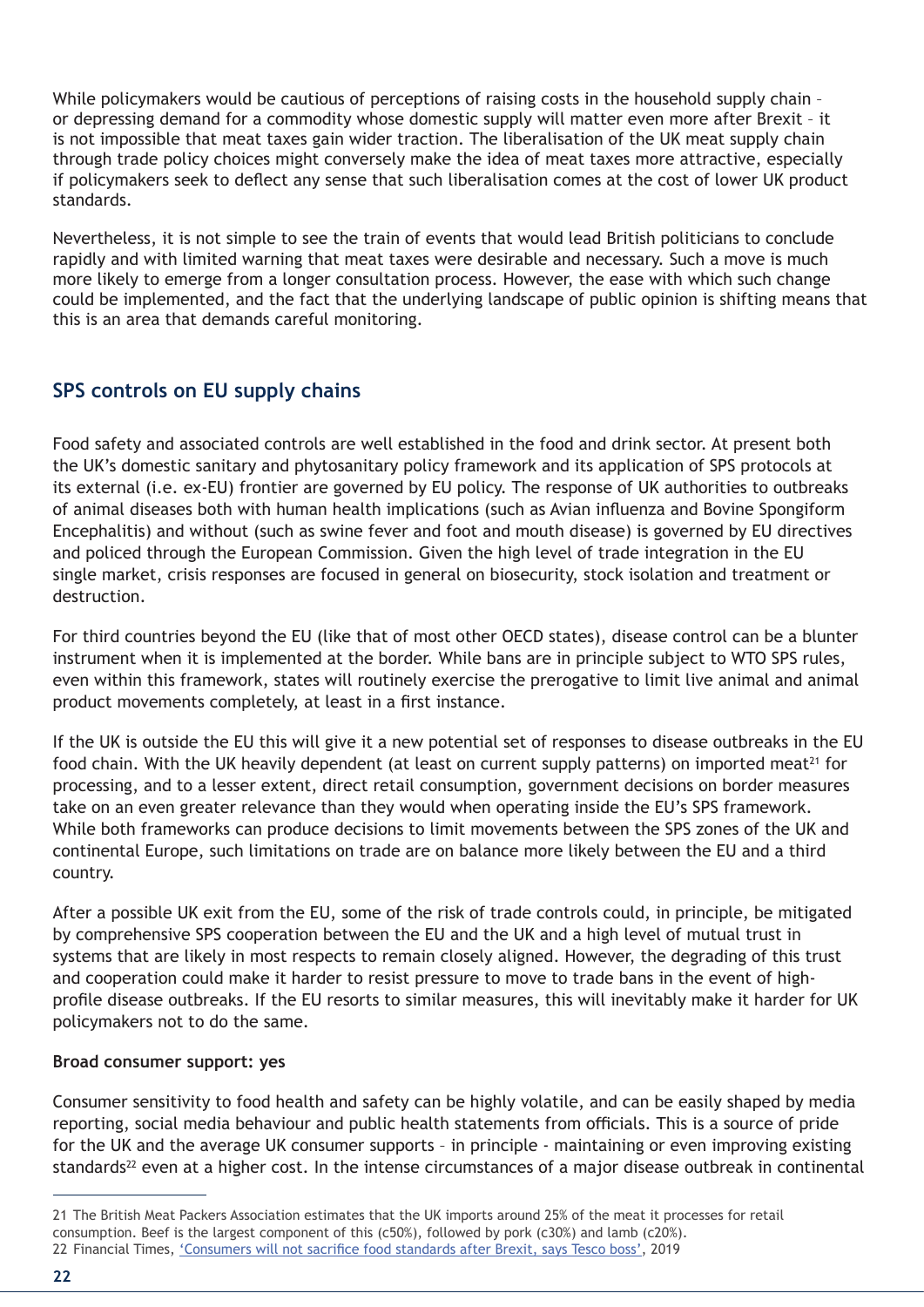While policymakers would be cautious of perceptions of raising costs in the household supply chain – or depressing demand for a commodity whose domestic supply will matter even more after Brexit – it is not impossible that meat taxes gain wider traction. The liberalisation of the UK meat supply chain through trade policy choices might conversely make the idea of meat taxes more attractive, especially if policymakers seek to deflect any sense that such liberalisation comes at the cost of lower UK product standards.

Nevertheless, it is not simple to see the train of events that would lead British politicians to conclude rapidly and with limited warning that meat taxes were desirable and necessary. Such a move is much more likely to emerge from a longer consultation process. However, the ease with which such change could be implemented, and the fact that the underlying landscape of public opinion is shifting means that this is an area that demands careful monitoring.

## SPS controls on EU supply chains

Food safety and associated controls are well established in the food and drink sector. At present both the UK's domestic sanitary and phytosanitary policy framework and its application of SPS protocols at its external (i.e. ex-EU) frontier are governed by EU policy. The response of UK authorities to outbreaks of animal diseases both with human health implications (such as Avian influenza and Bovine Spongiform Encephalitis) and without (such as swine fever and foot and mouth disease) is governed by EU directives and policed through the European Commission. Given the high level of trade integration in the EU single market, crisis responses are focused in general on biosecurity, stock isolation and treatment or destruction.

For third countries beyond the EU (like that of most other OECD states), disease control can be a blunter instrument when it is implemented at the border. While bans are in principle subject to WTO SPS rules, even within this framework, states will routinely exercise the prerogative to limit live animal and animal product movements completely, at least in a first instance.

If the UK is outside the EU this will give it a new potential set of responses to disease outbreaks in the EU food chain. With the UK heavily dependent (at least on current supply patterns) on imported meat[21] for processing, and to a lesser extent, direct retail consumption, government decisions on border measures take on an even greater relevance than they would when operating inside the EU's SPS framework. While both frameworks can produce decisions to limit movements between the SPS zones of the UK and continental Europe, such limitations on trade are on balance more likely between the EU and a third country.

After a possible UK exit from the EU, some of the risk of trade controls could, in principle, be mitigated by comprehensive SPS cooperation between the EU and the UK and a high level of mutual trust in systems that are likely in most respects to remain closely aligned. However, the degrading of this trust and cooperation could make it harder to resist pressure to move to trade bans in the event of high-profile disease outbreaks. If the EU resorts to similar measures, this will inevitably make it harder for UK policymakers not to do the same.

**Broad consumer support: yes**

Consumer sensitivity to food health and safety can be highly volatile, and can be easily shaped by media reporting, social media behaviour and public health statements from officials. This is a source of pride for the UK and the average UK consumer supports – in principle - maintaining or even improving existing standards[22] even at a higher cost. In the intense circumstances of a major disease outbreak in continental

---

21 The British Meat Packers Association estimates that the UK imports around 25% of the meat it processes for retail consumption. Beef is the largest component of this (c50%), followed by pork (c30%) and lamb (c20%).

22 Financial Times, 'Consumers will not sacrifice food standards after Brexit, says Tesco boss', 2019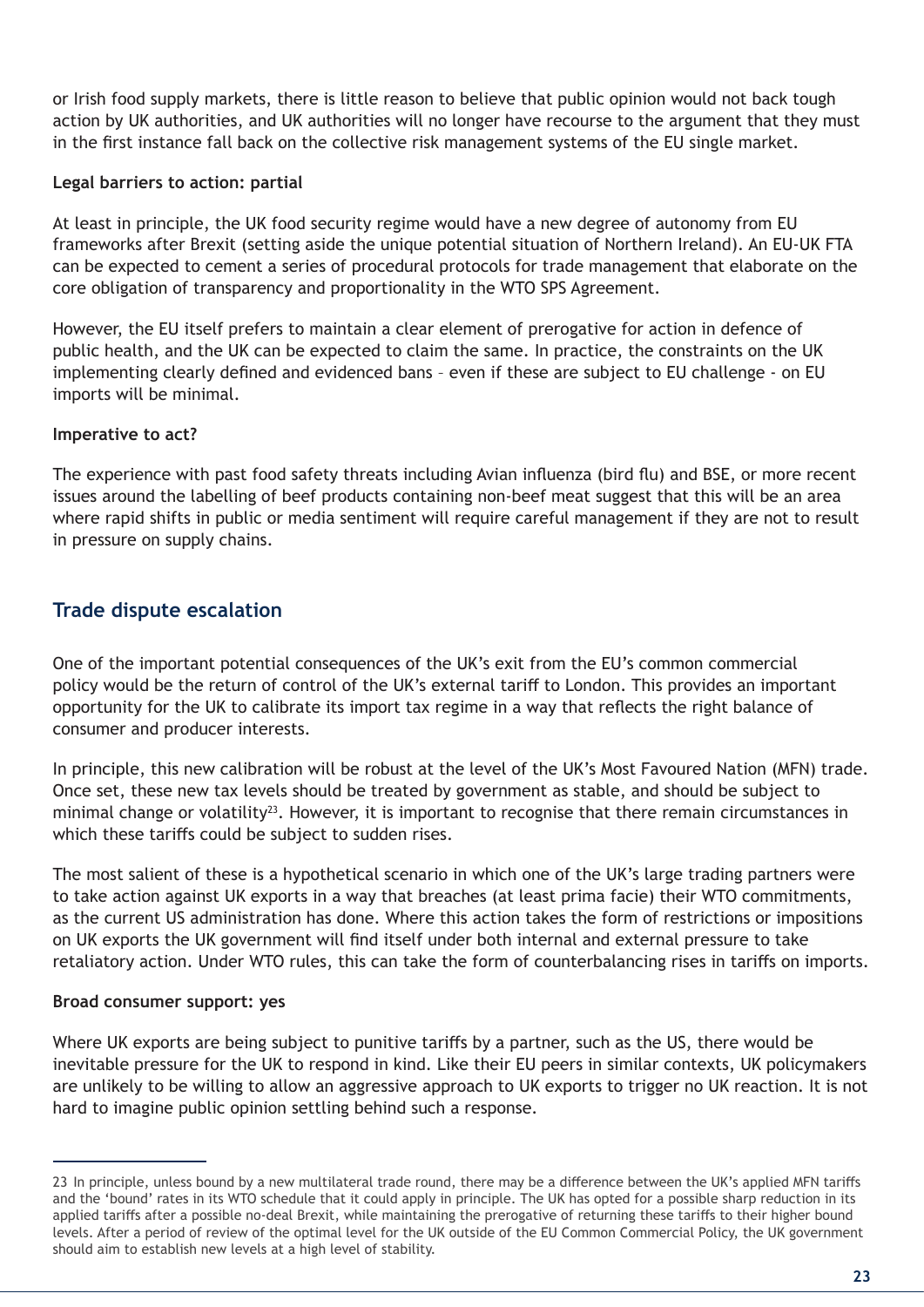or Irish food supply markets, there is little reason to believe that public opinion would not back tough action by UK authorities, and UK authorities will no longer have recourse to the argument that they must in the first instance fall back on the collective risk management systems of the EU single market.

**Legal barriers to action: partial**

At least in principle, the UK food security regime would have a new degree of autonomy from EU frameworks after Brexit (setting aside the unique potential situation of Northern Ireland). An EU-UK FTA can be expected to cement a series of procedural protocols for trade management that elaborate on the core obligation of transparency and proportionality in the WTO SPS Agreement.

However, the EU itself prefers to maintain a clear element of prerogative for action in defence of public health, and the UK can be expected to claim the same. In practice, the constraints on the UK implementing clearly defined and evidenced bans – even if these are subject to EU challenge - on EU imports will be minimal.

**Imperative to act?**

The experience with past food safety threats including Avian influenza (bird flu) and BSE, or more recent issues around the labelling of beef products containing non-beef meat suggest that this will be an area where rapid shifts in public or media sentiment will require careful management if they are not to result in pressure on supply chains.

## Trade dispute escalation

One of the important potential consequences of the UK's exit from the EU's common commercial policy would be the return of control of the UK's external tariff to London. This provides an important opportunity for the UK to calibrate its import tax regime in a way that reflects the right balance of consumer and producer interests.

In principle, this new calibration will be robust at the level of the UK's Most Favoured Nation (MFN) trade. Once set, these new tax levels should be treated by government as stable, and should be subject to minimal change or volatility[23]. However, it is important to recognise that there remain circumstances in which these tariffs could be subject to sudden rises.

The most salient of these is a hypothetical scenario in which one of the UK's large trading partners were to take action against UK exports in a way that breaches (at least prima facie) their WTO commitments, as the current US administration has done. Where this action takes the form of restrictions or impositions on UK exports the UK government will find itself under both internal and external pressure to take retaliatory action. Under WTO rules, this can take the form of counterbalancing rises in tariffs on imports.

**Broad consumer support: yes**

Where UK exports are being subject to punitive tariffs by a partner, such as the US, there would be inevitable pressure for the UK to respond in kind. Like their EU peers in similar contexts, UK policymakers are unlikely to be willing to allow an aggressive approach to UK exports to trigger no UK reaction. It is not hard to imagine public opinion settling behind such a response.

---

23 In principle, unless bound by a new multilateral trade round, there may be a difference between the UK's applied MFN tariffs and the 'bound' rates in its WTO schedule that it could apply in principle. The UK has opted for a possible sharp reduction in its applied tariffs after a possible no-deal Brexit, while maintaining the prerogative of returning these tariffs to their higher bound levels. After a period of review of the optimal level for the UK outside of the EU Common Commercial Policy, the UK government should aim to establish new levels at a high level of stability.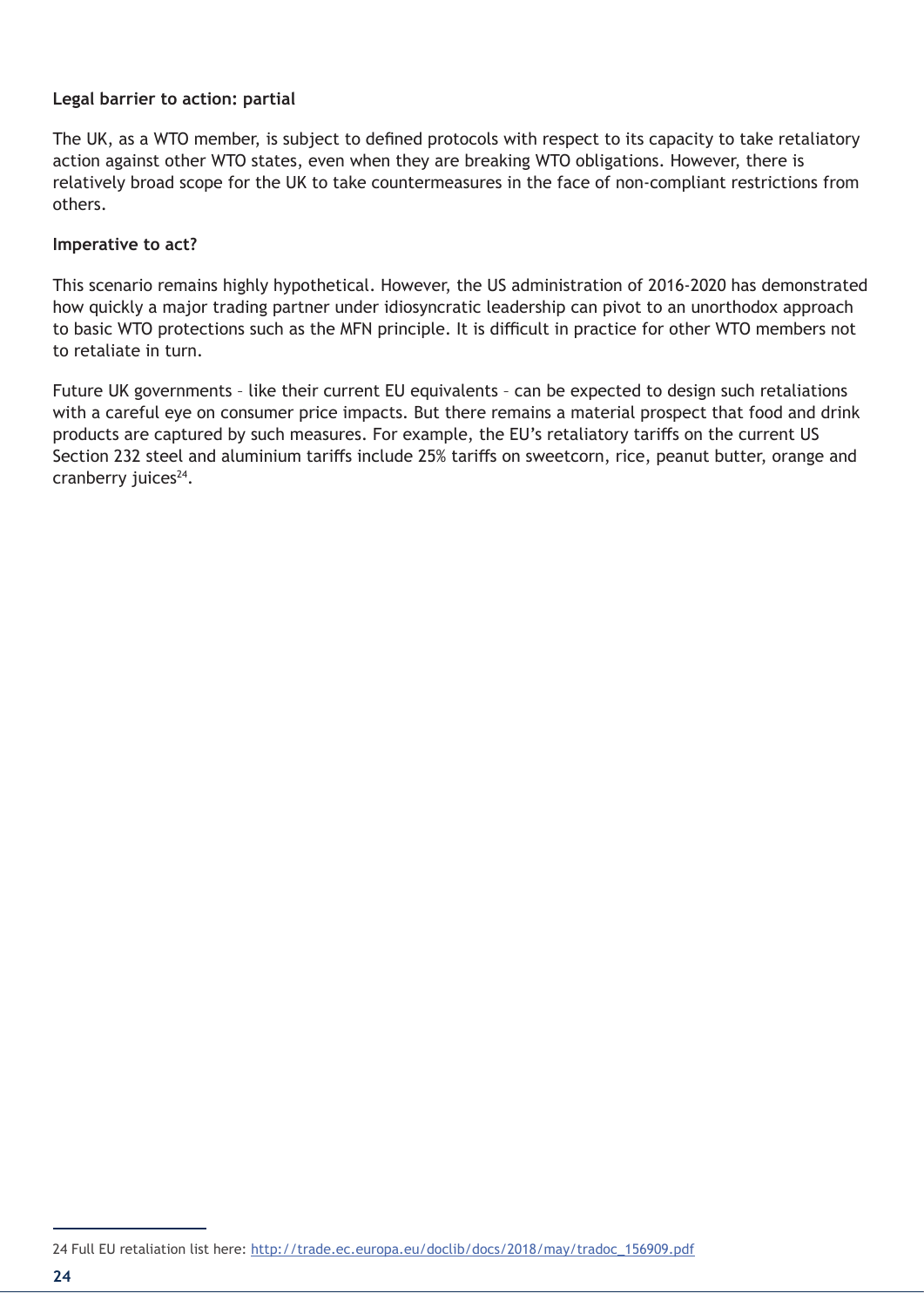**Legal barrier to action: partial**

The UK, as a WTO member, is subject to defined protocols with respect to its capacity to take retaliatory action against other WTO states, even when they are breaking WTO obligations. However, there is relatively broad scope for the UK to take countermeasures in the face of non-compliant restrictions from others.

**Imperative to act?**

This scenario remains highly hypothetical. However, the US administration of 2016-2020 has demonstrated how quickly a major trading partner under idiosyncratic leadership can pivot to an unorthodox approach to basic WTO protections such as the MFN principle. It is difficult in practice for other WTO members not to retaliate in turn.

Future UK governments – like their current EU equivalents – can be expected to design such retaliations with a careful eye on consumer price impacts. But there remains a material prospect that food and drink products are captured by such measures. For example, the EU's retaliatory tariffs on the current US Section 232 steel and aluminium tariffs include 25% tariffs on sweetcorn, rice, peanut butter, orange and cranberry juices[24].

---

24 Full EU retaliation list here: http://trade.ec.europa.eu/doclib/docs/2018/may/tradoc_156909.pdf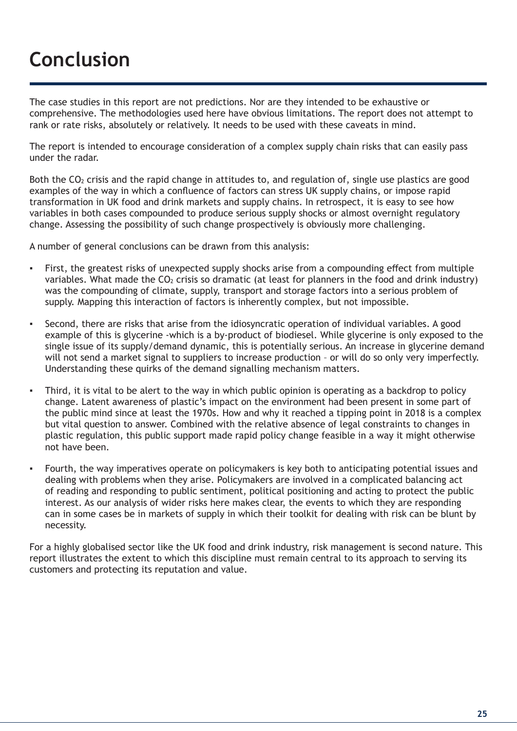# Conclusion

The case studies in this report are not predictions. Nor are they intended to be exhaustive or comprehensive. The methodologies used here have obvious limitations. The report does not attempt to rank or rate risks, absolutely or relatively. It needs to be used with these caveats in mind.

The report is intended to encourage consideration of a complex supply chain risks that can easily pass under the radar.

Both the $CO_2$ crisis and the rapid change in attitudes to, and regulation of, single use plastics are good examples of the way in which a confluence of factors can stress UK supply chains, or impose rapid transformation in UK food and drink markets and supply chains. In retrospect, it is easy to see how variables in both cases compounded to produce serious supply shocks or almost overnight regulatory change. Assessing the possibility of such change prospectively is obviously more challenging.

A number of general conclusions can be drawn from this analysis:

- First, the greatest risks of unexpected supply shocks arise from a compounding effect from multiple variables. What made the $CO_2$ crisis so dramatic (at least for planners in the food and drink industry) was the compounding of climate, supply, transport and storage factors into a serious problem of supply. Mapping this interaction of factors is inherently complex, but not impossible.
- Second, there are risks that arise from the idiosyncratic operation of individual variables. A good example of this is glycerine -which is a by-product of biodiesel. While glycerine is only exposed to the single issue of its supply/demand dynamic, this is potentially serious. An increase in glycerine demand will not send a market signal to suppliers to increase production – or will do so only very imperfectly. Understanding these quirks of the demand signalling mechanism matters.
- Third, it is vital to be alert to the way in which public opinion is operating as a backdrop to policy change. Latent awareness of plastic's impact on the environment had been present in some part of the public mind since at least the 1970s. How and why it reached a tipping point in 2018 is a complex but vital question to answer. Combined with the relative absence of legal constraints to changes in plastic regulation, this public support made rapid policy change feasible in a way it might otherwise not have been.
- Fourth, the way imperatives operate on policymakers is key both to anticipating potential issues and dealing with problems when they arise. Policymakers are involved in a complicated balancing act of reading and responding to public sentiment, political positioning and acting to protect the public interest. As our analysis of wider risks here makes clear, the events to which they are responding can in some cases be in markets of supply in which their toolkit for dealing with risk can be blunt by necessity.

For a highly globalised sector like the UK food and drink industry, risk management is second nature. This report illustrates the extent to which this discipline must remain central to its approach to serving its customers and protecting its reputation and value.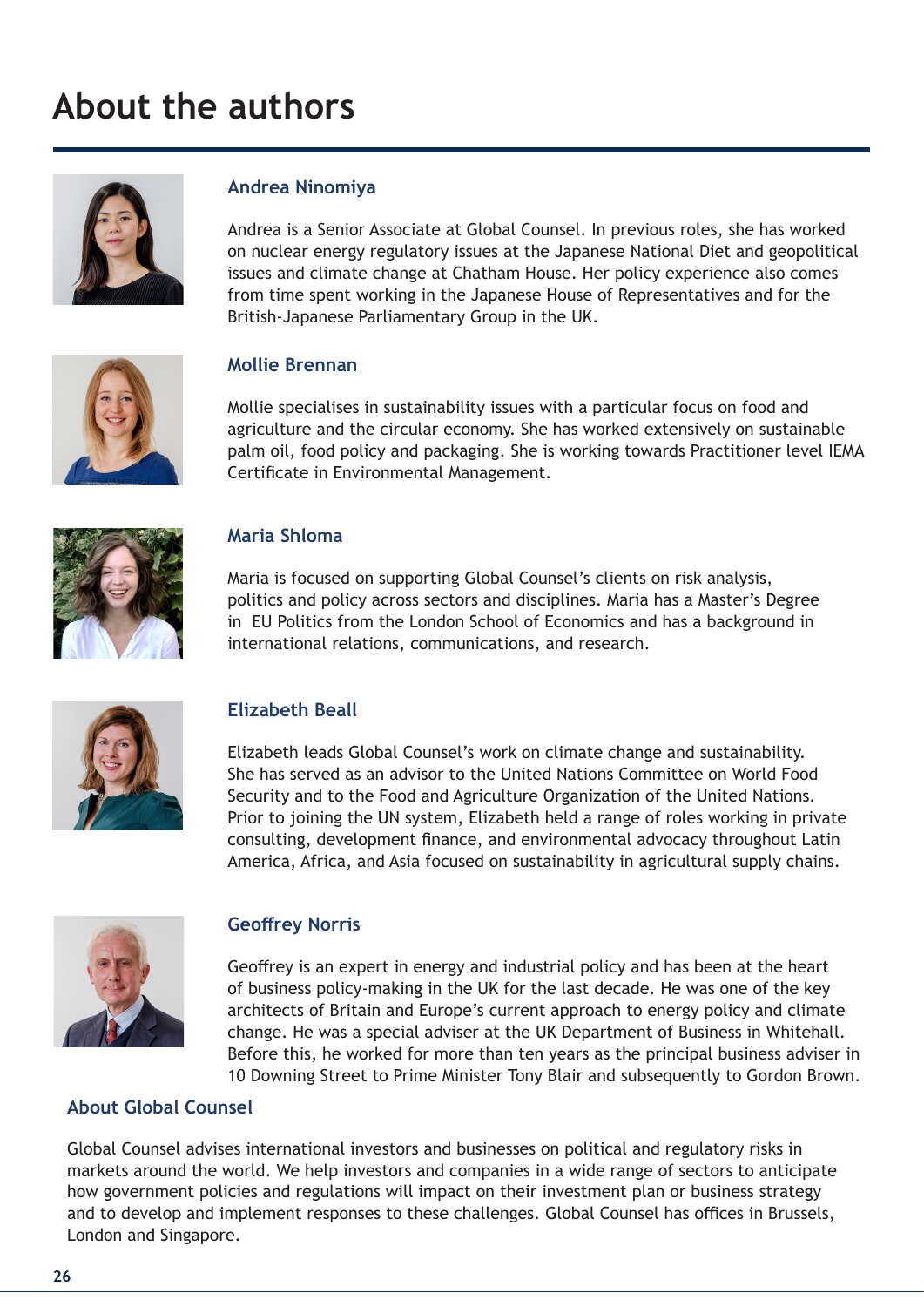# About the authors

### Andrea Ninomiya

Andrea is a Senior Associate at Global Counsel. In previous roles, she has worked on nuclear energy regulatory issues at the Japanese National Diet and geopolitical issues and climate change at Chatham House. Her policy experience also comes from time spent working in the Japanese House of Representatives and for the British-Japanese Parliamentary Group in the UK.

### Mollie Brennan

Mollie specialises in sustainability issues with a particular focus on food and agriculture and the circular economy. She has worked extensively on sustainable palm oil, food policy and packaging. She is working towards Practitioner level IEMA Certificate in Environmental Management.

### Maria Shloma

Maria is focused on supporting Global Counsel's clients on risk analysis, politics and policy across sectors and disciplines. Maria has a Master's Degree in EU Politics from the London School of Economics and has a background in international relations, communications, and research.

### Elizabeth Beall

Elizabeth leads Global Counsel's work on climate change and sustainability. She has served as an advisor to the United Nations Committee on World Food Security and to the Food and Agriculture Organization of the United Nations. Prior to joining the UN system, Elizabeth held a range of roles working in private consulting, development finance, and environmental advocacy throughout Latin America, Africa, and Asia focused on sustainability in agricultural supply chains.

### Geoffrey Norris

Geoffrey is an expert in energy and industrial policy and has been at the heart of business policy-making in the UK for the last decade. He was one of the key architects of Britain and Europe's current approach to energy policy and climate change. He was a special adviser at the UK Department of Business in Whitehall. Before this, he worked for more than ten years as the principal business adviser in 10 Downing Street to Prime Minister Tony Blair and subsequently to Gordon Brown.

### About Global Counsel

Global Counsel advises international investors and businesses on political and regulatory risks in markets around the world. We help investors and companies in a wide range of sectors to anticipate how government policies and regulations will impact on their investment plan or business strategy and to develop and implement responses to these challenges. Global Counsel has offices in Brussels, London and Singapore.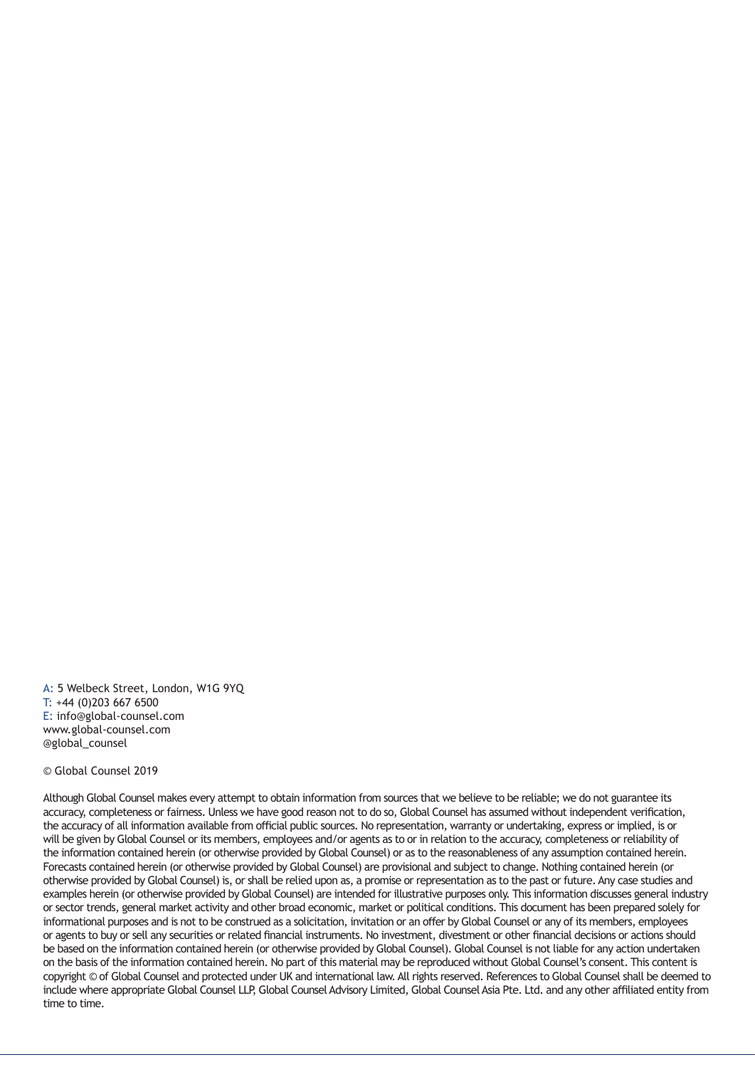A: 5 Welbeck Street, London, W1G 9YQ
T: +44 (0)203 667 6500
E: info@global-counsel.com
www.global-counsel.com
@global_counsel

© Global Counsel 2019

Although Global Counsel makes every attempt to obtain information from sources that we believe to be reliable; we do not guarantee its accuracy, completeness or fairness. Unless we have good reason not to do so, Global Counsel has assumed without independent verification, the accuracy of all information available from official public sources. No representation, warranty or undertaking, express or implied, is or will be given by Global Counsel or its members, employees and/or agents as to or in relation to the accuracy, completeness or reliability of the information contained herein (or otherwise provided by Global Counsel) or as to the reasonableness of any assumption contained herein. Forecasts contained herein (or otherwise provided by Global Counsel) are provisional and subject to change. Nothing contained herein (or otherwise provided by Global Counsel) is, or shall be relied upon as, a promise or representation as to the past or future. Any case studies and examples herein (or otherwise provided by Global Counsel) are intended for illustrative purposes only. This information discusses general industry or sector trends, general market activity and other broad economic, market or political conditions. This document has been prepared solely for informational purposes and is not to be construed as a solicitation, invitation or an offer by Global Counsel or any of its members, employees or agents to buy or sell any securities or related financial instruments. No investment, divestment or other financial decisions or actions should be based on the information contained herein (or otherwise provided by Global Counsel). Global Counsel is not liable for any action undertaken on the basis of the information contained herein. No part of this material may be reproduced without Global Counsel's consent. This content is copyright © of Global Counsel and protected under UK and international law. All rights reserved. References to Global Counsel shall be deemed to include where appropriate Global Counsel LLP, Global Counsel Advisory Limited, Global Counsel Asia Pte. Ltd. and any other affiliated entity from time to time.